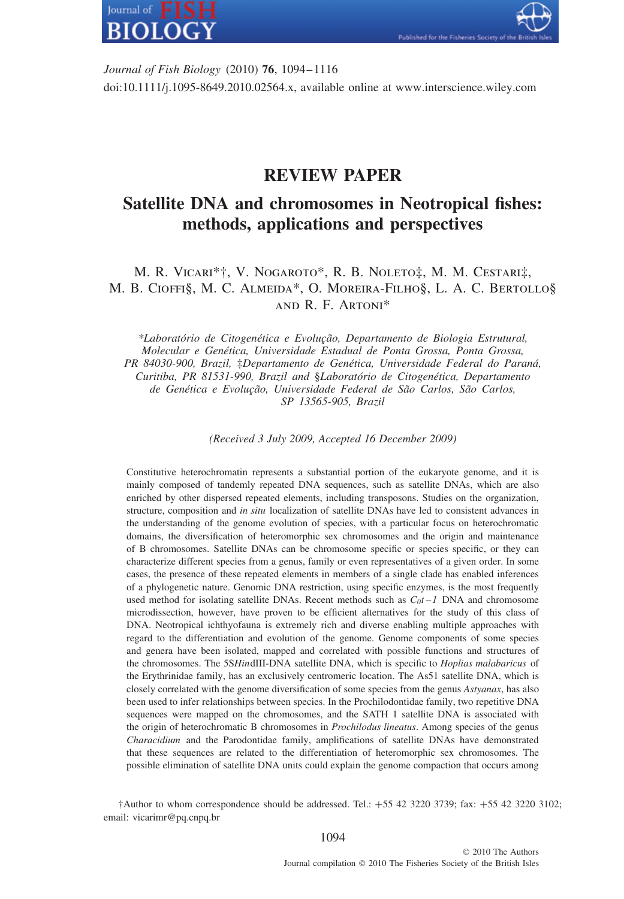Journal of Fish Biology (2010) **76**, 1094–1116

doi:10.1111/j.1095-8649.2010.02564.x, available online at www.interscience.wiley.com

## REVIEW PAPER

# Satellite DNA and chromosomes in Neotropical fishes: methods, applications and perspectives

M. R. Vicari*†, V. Nogaroto*, R. B. Noleto‡, M. M. Cestari‡, M. B. Cioffi§, M. C. Almeida*, O. Moreira-Filho§, L. A. C. Bertollo§ and R. F. Artoni*

*\*Laboratório de Citogenética e Evolução, Departamento de Biologia Estrutural, Molecular e Genética, Universidade Estadual de Ponta Grossa, Ponta Grossa, PR 84030-900, Brazil, ‡Departamento de Genética, Universidade Federal do Paraná, Curitiba, PR 81531-990, Brazil and §Laboratório de Citogenética, Departamento de Genética e Evolução, Universidade Federal de São Carlos, São Carlos, SP 13565-905, Brazil*

*(Received 3 July 2009, Accepted 16 December 2009)*

Constitutive heterochromatin represents a substantial portion of the eukaryote genome, and it is mainly composed of tandemly repeated DNA sequences, such as satellite DNAs, which are also enriched by other dispersed repeated elements, including transposons. Studies on the organization, structure, composition and *in situ* localization of satellite DNAs have led to consistent advances in the understanding of the genome evolution of species, with a particular focus on heterochromatic domains, the diversification of heteromorphic sex chromosomes and the origin and maintenance of B chromosomes. Satellite DNAs can be chromosome specific or species specific, or they can characterize different species from a genus, family or even representatives of a given order. In some cases, the presence of these repeated elements in members of a single clade has enabled inferences of a phylogenetic nature. Genomic DNA restriction, using specific enzymes, is the most frequently used method for isolating satellite DNAs. Recent methods such as $C_0t-1$ DNA and chromosome microdissection, however, have proven to be efficient alternatives for the study of this class of DNA. Neotropical ichthyofauna is extremely rich and diverse enabling multiple approaches with regard to the differentiation and evolution of the genome. Genome components of some species and genera have been isolated, mapped and correlated with possible functions and structures of the chromosomes. The 5S*Hin*dIII-DNA satellite DNA, which is specific to *Hoplias malabaricus* of the Erythrinidae family, has an exclusively centromeric location. The As51 satellite DNA, which is closely correlated with the genome diversification of some species from the genus *Astyanax*, has also been used to infer relationships between species. In the Prochilodontidae family, two repetitive DNA sequences were mapped on the chromosomes, and the SATH 1 satellite DNA is associated with the origin of heterochromatic B chromosomes in *Prochilodus lineatus*. Among species of the genus *Characidium* and the Parodontidae family, amplifications of satellite DNAs have demonstrated that these sequences are related to the differentiation of heteromorphic sex chromosomes. The possible elimination of satellite DNA units could explain the genome compaction that occurs among

†Author to whom correspondence should be addressed. Tel.: +55 42 3220 3739; fax: +55 42 3220 3102; email: vicarimr@pq.cnpq.br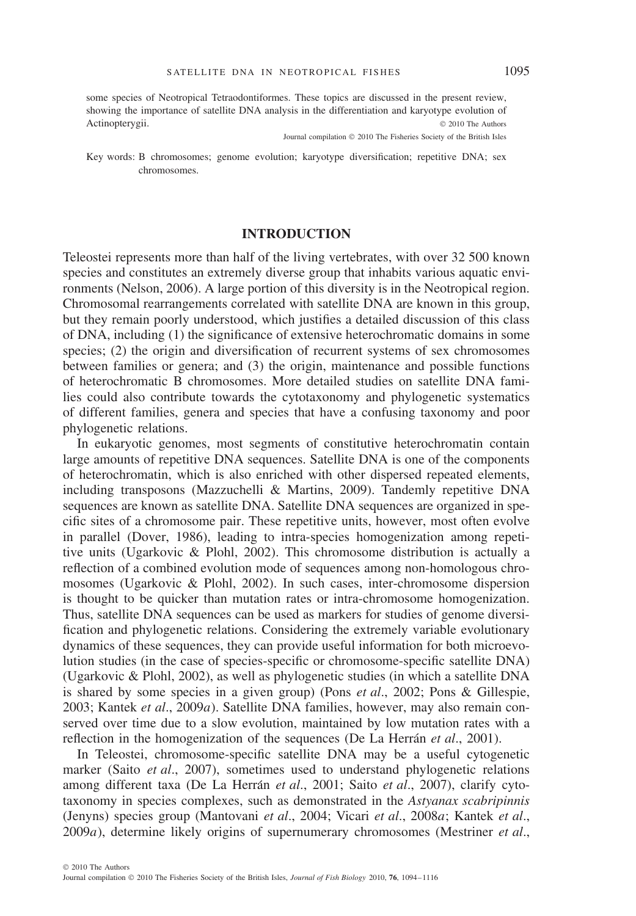some species of Neotropical Tetraodontiformes. These topics are discussed in the present review, showing the importance of satellite DNA analysis in the differentiation and karyotype evolution of Actinopterygii. © 2010 The Authors

Journal compilation © 2010 The Fisheries Society of the British Isles

Key words: B chromosomes; genome evolution; karyotype diversification; repetitive DNA; sex chromosomes.

## INTRODUCTION

Teleostei represents more than half of the living vertebrates, with over 32 500 known species and constitutes an extremely diverse group that inhabits various aquatic environments (Nelson, 2006). A large portion of this diversity is in the Neotropical region. Chromosomal rearrangements correlated with satellite DNA are known in this group, but they remain poorly understood, which justifies a detailed discussion of this class of DNA, including (1) the significance of extensive heterochromatic domains in some species; (2) the origin and diversification of recurrent systems of sex chromosomes between families or genera; and (3) the origin, maintenance and possible functions of heterochromatic B chromosomes. More detailed studies on satellite DNA families could also contribute towards the cytotaxonomy and phylogenetic systematics of different families, genera and species that have a confusing taxonomy and poor phylogenetic relations.

In eukaryotic genomes, most segments of constitutive heterochromatin contain large amounts of repetitive DNA sequences. Satellite DNA is one of the components of heterochromatin, which is also enriched with other dispersed repeated elements, including transposons (Mazzuchelli & Martins, 2009). Tandemly repetitive DNA sequences are known as satellite DNA. Satellite DNA sequences are organized in specific sites of a chromosome pair. These repetitive units, however, most often evolve in parallel (Dover, 1986), leading to intra-species homogenization among repetitive units (Ugarkovic & Plohl, 2002). This chromosome distribution is actually a reflection of a combined evolution mode of sequences among non-homologous chromosomes (Ugarkovic & Plohl, 2002). In such cases, inter-chromosome dispersion is thought to be quicker than mutation rates or intra-chromosome homogenization. Thus, satellite DNA sequences can be used as markers for studies of genome diversification and phylogenetic relations. Considering the extremely variable evolutionary dynamics of these sequences, they can provide useful information for both microevolution studies (in the case of species-specific or chromosome-specific satellite DNA) (Ugarkovic & Plohl, 2002), as well as phylogenetic studies (in which a satellite DNA is shared by some species in a given group) (Pons *et al*., 2002; Pons & Gillespie, 2003; Kantek *et al*., 2009*a*). Satellite DNA families, however, may also remain conserved over time due to a slow evolution, maintained by low mutation rates with a reflection in the homogenization of the sequences (De La Herrán *et al*., 2001).

In Teleostei, chromosome-specific satellite DNA may be a useful cytogenetic marker (Saito *et al*., 2007), sometimes used to understand phylogenetic relations among different taxa (De La Herrán *et al*., 2001; Saito *et al*., 2007), clarify cytotaxonomy in species complexes, such as demonstrated in the *Astyanax scabripinnis* (Jenyns) species group (Mantovani *et al*., 2004; Vicari *et al*., 2008*a*; Kantek *et al*., 2009*a*), determine likely origins of supernumerary chromosomes (Mestriner *et al*.,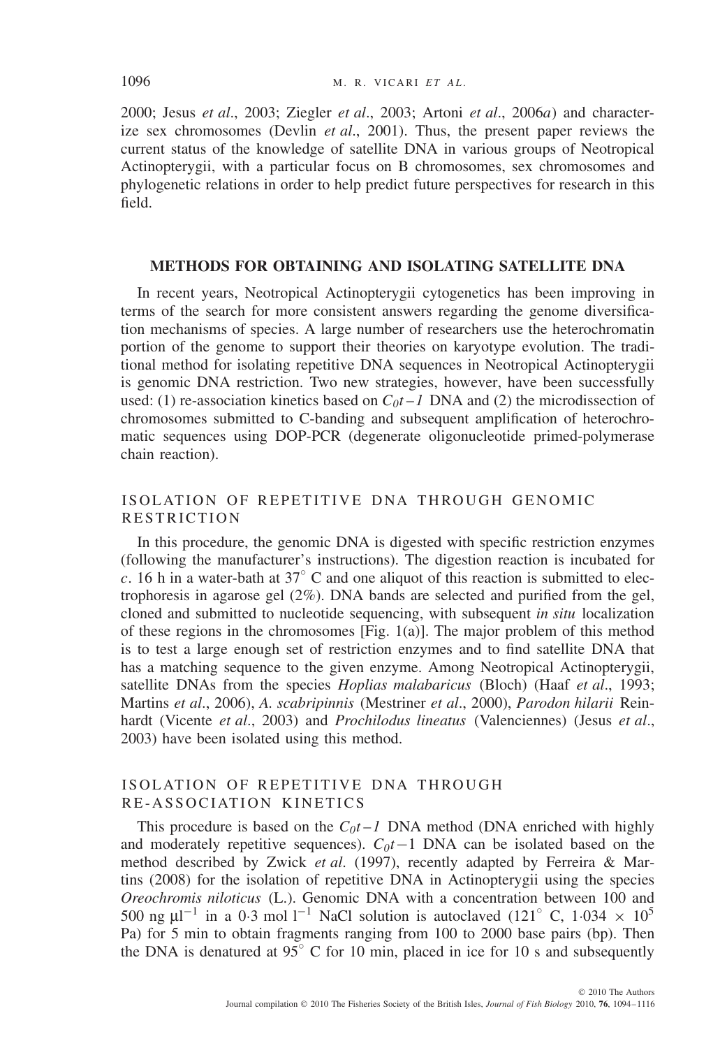2000; Jesus *et al*., 2003; Ziegler *et al*., 2003; Artoni *et al*., 2006*a*) and characterize sex chromosomes (Devlin *et al*., 2001). Thus, the present paper reviews the current status of the knowledge of satellite DNA in various groups of Neotropical Actinopterygii, with a particular focus on B chromosomes, sex chromosomes and phylogenetic relations in order to help predict future perspectives for research in this field.

## METHODS FOR OBTAINING AND ISOLATING SATELLITE DNA

In recent years, Neotropical Actinopterygii cytogenetics has been improving in terms of the search for more consistent answers regarding the genome diversification mechanisms of species. A large number of researchers use the heterochromatin portion of the genome to support their theories on karyotype evolution. The traditional method for isolating repetitive DNA sequences in Neotropical Actinopterygii is genomic DNA restriction. Two new strategies, however, have been successfully used: (1) re-association kinetics based on $C_0t-1$ DNA and (2) the microdissection of chromosomes submitted to C-banding and subsequent amplification of heterochromatic sequences using DOP-PCR (degenerate oligonucleotide primed-polymerase chain reaction).

### ISOLATION OF REPETITIVE DNA THROUGH GENOMIC RESTRICTION

In this procedure, the genomic DNA is digested with specific restriction enzymes (following the manufacturer's instructions). The digestion reaction is incubated for *c*. 16 h in a water-bath at 37° C and one aliquot of this reaction is submitted to electrophoresis in agarose gel (2%). DNA bands are selected and purified from the gel, cloned and submitted to nucleotide sequencing, with subsequent *in situ* localization of these regions in the chromosomes [Fig. 1(a)]. The major problem of this method is to test a large enough set of restriction enzymes and to find satellite DNA that has a matching sequence to the given enzyme. Among Neotropical Actinopterygii, satellite DNAs from the species *Hoplias malabaricus* (Bloch) (Haaf *et al*., 1993; Martins *et al*., 2006), *A. scabripinnis* (Mestriner *et al*., 2000), *Parodon hilarii* Reinhardt (Vicente *et al*., 2003) and *Prochilodus lineatus* (Valenciennes) (Jesus *et al*., 2003) have been isolated using this method.

### ISOLATION OF REPETITIVE DNA THROUGH RE-ASSOCIATION KINETICS

This procedure is based on the $C_0t-1$ DNA method (DNA enriched with highly and moderately repetitive sequences). $C_0t-1$ DNA can be isolated based on the method described by Zwick *et al*. (1997), recently adapted by Ferreira & Martins (2008) for the isolation of repetitive DNA in Actinopterygii using the species *Oreochromis niloticus* (L.). Genomic DNA with a concentration between 100 and 500 ng $\mu l^{-1}$ in a 0·3 mol $l^{-1}$ NaCl solution is autoclaved (121° C, $1{\cdot}034 \times 10^5$ Pa) for 5 min to obtain fragments ranging from 100 to 2000 base pairs (bp). Then the DNA is denatured at 95° C for 10 min, placed in ice for 10 s and subsequently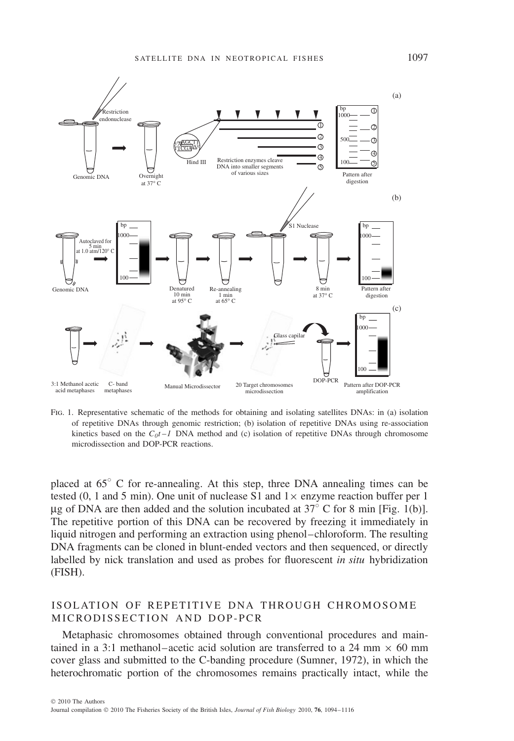FIG. 1. Representative schematic of the methods for obtaining and isolating satellites DNAs: in (a) isolation of repetitive DNAs through genomic restriction; (b) isolation of repetitive DNAs using re-association kinetics based on the $C_0t-1$ DNA method and (c) isolation of repetitive DNAs through chromosome microdissection and DOP-PCR reactions.

placed at 65° C for re-annealing. At this step, three DNA annealing times can be tested (0, 1 and 5 min). One unit of nuclease S1 and 1× enzyme reaction buffer per 1 μg of DNA are then added and the solution incubated at 37° C for 8 min [Fig. 1(b)]. The repetitive portion of this DNA can be recovered by freezing it immediately in liquid nitrogen and performing an extraction using phenol–chloroform. The resulting DNA fragments can be cloned in blunt-ended vectors and then sequenced, or directly labelled by nick translation and used as probes for fluorescent *in situ* hybridization (FISH).

## ISOLATION OF REPETITIVE DNA THROUGH CHROMOSOME MICRODISSECTION AND DOP-PCR

Metaphasic chromosomes obtained through conventional procedures and maintained in a 3:1 methanol–acetic acid solution are transferred to a 24 mm × 60 mm cover glass and submitted to the C-banding procedure (Sumner, 1972), in which the heterochromatic portion of the chromosomes remains practically intact, while the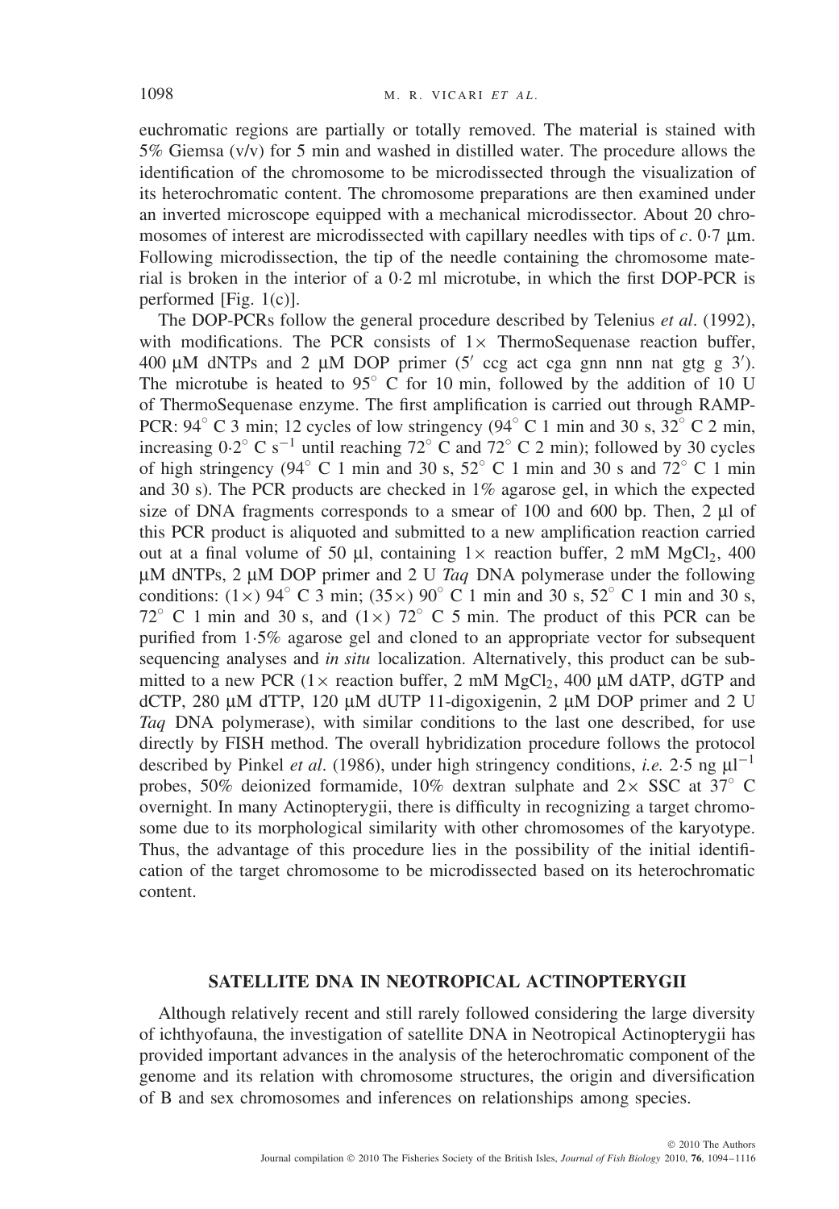euchromatic regions are partially or totally removed. The material is stained with 5% Giemsa (v/v) for 5 min and washed in distilled water. The procedure allows the identification of the chromosome to be microdissected through the visualization of its heterochromatic content. The chromosome preparations are then examined under an inverted microscope equipped with a mechanical microdissector. About 20 chromosomes of interest are microdissected with capillary needles with tips of *c*. 0·7 μm. Following microdissection, the tip of the needle containing the chromosome material is broken in the interior of a 0·2 ml microtube, in which the first DOP-PCR is performed [Fig. 1(c)].

The DOP-PCRs follow the general procedure described by Telenius *et al*. (1992), with modifications. The PCR consists of 1× ThermoSequenase reaction buffer, 400 μM dNTPs and 2 μM DOP primer (5′ ccg act cga gnn nnn nat gtg g 3′). The microtube is heated to 95° C for 10 min, followed by the addition of 10 U of ThermoSequenase enzyme. The first amplification is carried out through RAMP-PCR: 94° C 3 min; 12 cycles of low stringency (94° C 1 min and 30 s, 32° C 2 min, increasing 0·2° C $s^{-1}$ until reaching 72° C and 72° C 2 min); followed by 30 cycles of high stringency (94° C 1 min and 30 s, 52° C 1 min and 30 s and 72° C 1 min and 30 s). The PCR products are checked in 1% agarose gel, in which the expected size of DNA fragments corresponds to a smear of 100 and 600 bp. Then, 2 μl of this PCR product is aliquoted and submitted to a new amplification reaction carried out at a final volume of 50 μl, containing 1× reaction buffer, 2 mM $MgCl_2$, 400 μM dNTPs, 2 μM DOP primer and 2 U *Taq* DNA polymerase under the following conditions: (1×) 94° C 3 min; (35×) 90° C 1 min and 30 s, 52° C 1 min and 30 s, 72° C 1 min and 30 s, and (1×) 72° C 5 min. The product of this PCR can be purified from 1·5% agarose gel and cloned to an appropriate vector for subsequent sequencing analyses and *in situ* localization. Alternatively, this product can be submitted to a new PCR (1× reaction buffer, 2 mM $MgCl_2$, 400 μM dATP, dGTP and dCTP, 280 μM dTTP, 120 μM dUTP 11-digoxigenin, 2 μM DOP primer and 2 U *Taq* DNA polymerase), with similar conditions to the last one described, for use directly by FISH method. The overall hybridization procedure follows the protocol described by Pinkel *et al*. (1986), under high stringency conditions, *i.e.* 2·5 ng $\mu l^{-1}$ probes, 50% deionized formamide, 10% dextran sulphate and 2× SSC at 37° C overnight. In many Actinopterygii, there is difficulty in recognizing a target chromosome due to its morphological similarity with other chromosomes of the karyotype. Thus, the advantage of this procedure lies in the possibility of the initial identification of the target chromosome to be microdissected based on its heterochromatic content.

## SATELLITE DNA IN NEOTROPICAL ACTINOPTERYGII

Although relatively recent and still rarely followed considering the large diversity of ichthyofauna, the investigation of satellite DNA in Neotropical Actinopterygii has provided important advances in the analysis of the heterochromatic component of the genome and its relation with chromosome structures, the origin and diversification of B and sex chromosomes and inferences on relationships among species.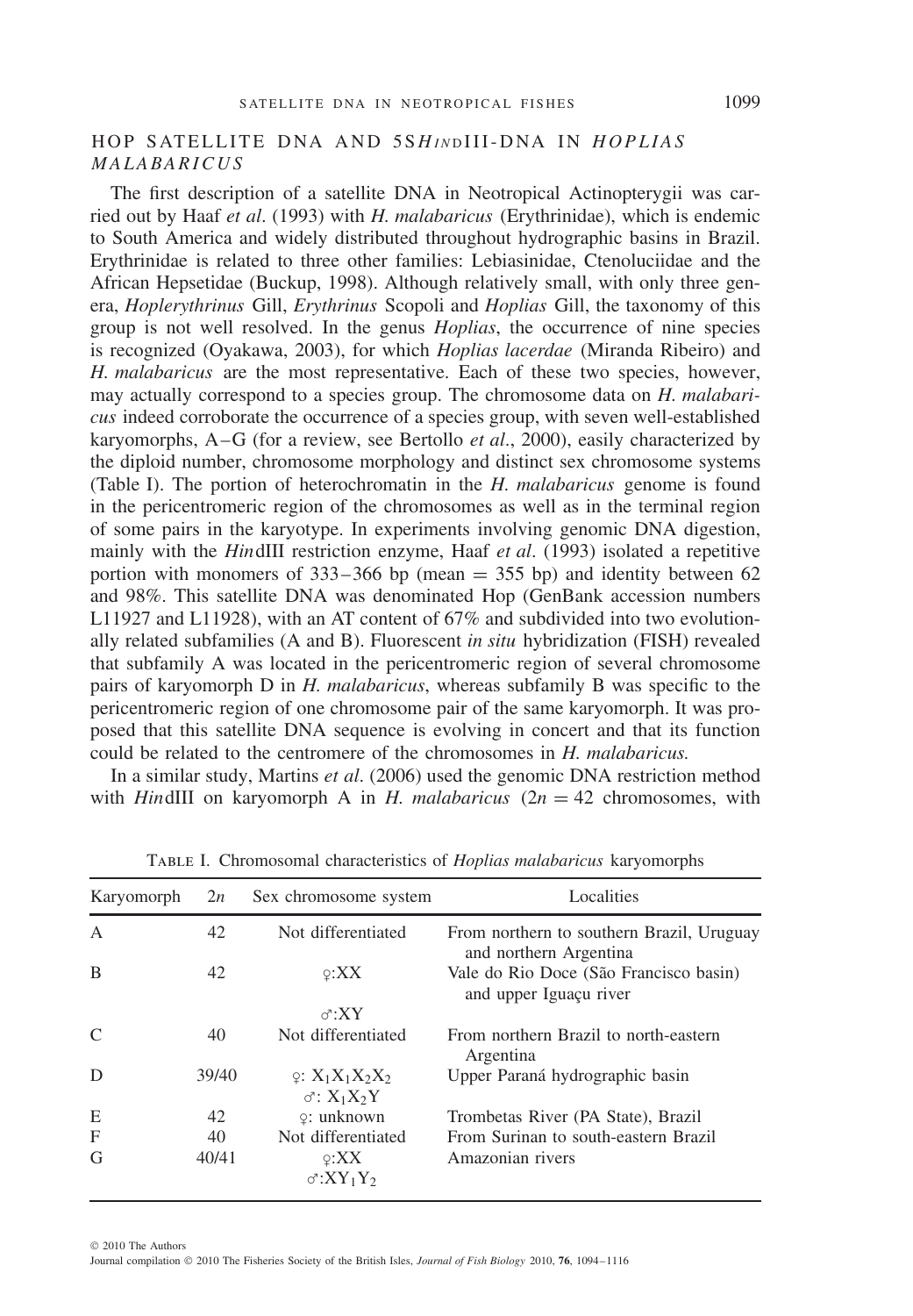## HOP SATELLITE DNA AND 5S*HIND*III-DNA IN *HOPLIAS MALABARICUS*

The first description of a satellite DNA in Neotropical Actinopterygii was carried out by Haaf *et al*. (1993) with *H. malabaricus* (Erythrinidae), which is endemic to South America and widely distributed throughout hydrographic basins in Brazil. Erythrinidae is related to three other families: Lebiasinidae, Ctenoluciidae and the African Hepsetidae (Buckup, 1998). Although relatively small, with only three genera, *Hoplerythrinus* Gill, *Erythrinus* Scopoli and *Hoplias* Gill, the taxonomy of this group is not well resolved. In the genus *Hoplias*, the occurrence of nine species is recognized (Oyakawa, 2003), for which *Hoplias lacerdae* (Miranda Ribeiro) and *H. malabaricus* are the most representative. Each of these two species, however, may actually correspond to a species group. The chromosome data on *H. malabaricus* indeed corroborate the occurrence of a species group, with seven well-established karyomorphs, A–G (for a review, see Bertollo *et al*., 2000), easily characterized by the diploid number, chromosome morphology and distinct sex chromosome systems (Table I). The portion of heterochromatin in the *H. malabaricus* genome is found in the pericentromeric region of the chromosomes as well as in the terminal region of some pairs in the karyotype. In experiments involving genomic DNA digestion, mainly with the *Hin*dIII restriction enzyme, Haaf *et al*. (1993) isolated a repetitive portion with monomers of 333–366 bp (mean = 355 bp) and identity between 62 and 98%. This satellite DNA was denominated Hop (GenBank accession numbers L11927 and L11928), with an AT content of 67% and subdivided into two evolutionally related subfamilies (A and B). Fluorescent *in situ* hybridization (FISH) revealed that subfamily A was located in the pericentromeric region of several chromosome pairs of karyomorph D in *H. malabaricus*, whereas subfamily B was specific to the pericentromeric region of one chromosome pair of the same karyomorph. It was proposed that this satellite DNA sequence is evolving in concert and that its function could be related to the centromere of the chromosomes in *H. malabaricus.*

In a similar study, Martins *et al*. (2006) used the genomic DNA restriction method with *Hin*dIII on karyomorph A in *H. malabaricus* ($2n = 42$ chromosomes, with

TABLE I. Chromosomal characteristics of *Hoplias malabaricus* karyomorphs

| Karyomorph | 2n | Sex chromosome system | Localities |
|---|---|---|---|
| A | 42 | Not differentiated | From northern to southern Brazil, Uruguay and northern Argentina |
| B | 42 | ♀:XX<br>♂:XY | Vale do Rio Doce (São Francisco basin) and upper Iguaçu river |
| C | 40 | Not differentiated | From northern Brazil to north-eastern Argentina |
| D | 39/40 | ♀: $X_1X_1X_2X_2$<br>♂: $X_1X_2Y$ | Upper Paraná hydrographic basin |
| E | 42 | ♀: unknown | Trombetas River (PA State), Brazil |
| F | 40 | Not differentiated | From Surinan to south-eastern Brazil |
| G | 40/41 | ♀:XX<br>♂:$XY_1Y_2$ | Amazonian rivers |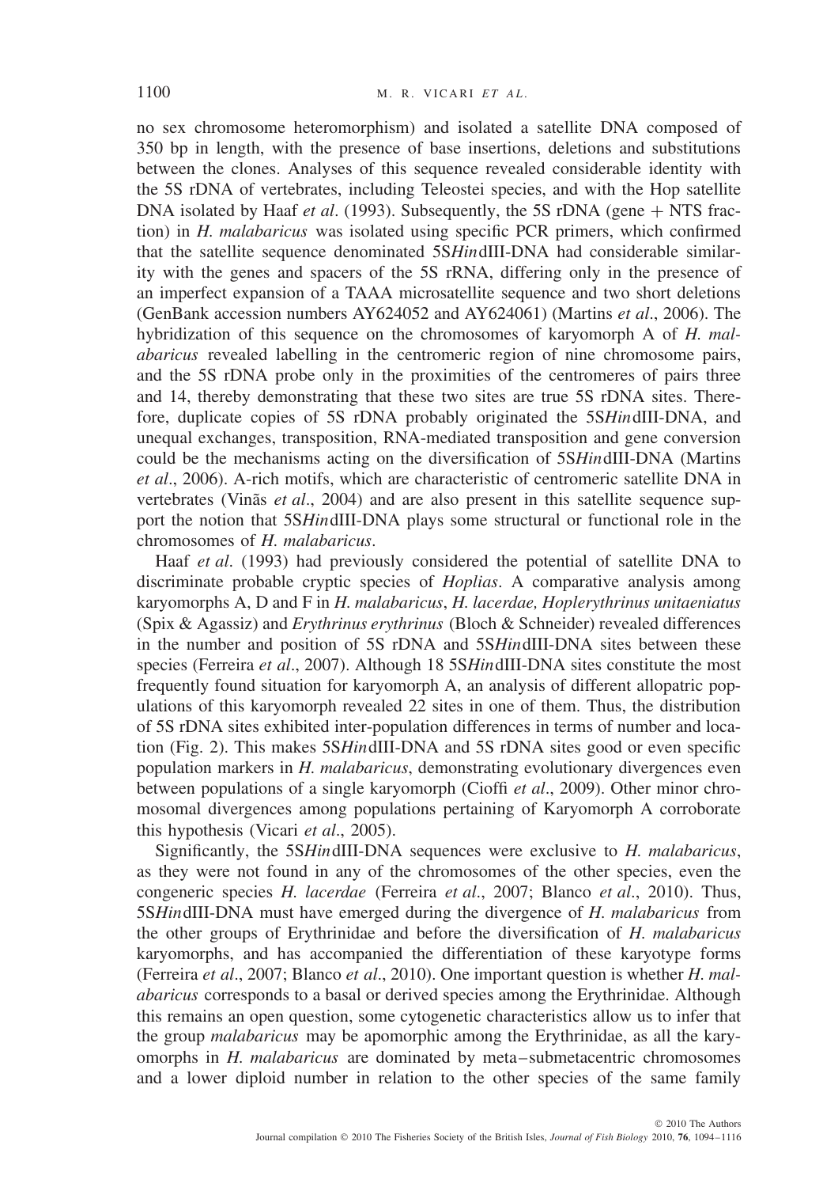no sex chromosome heteromorphism) and isolated a satellite DNA composed of 350 bp in length, with the presence of base insertions, deletions and substitutions between the clones. Analyses of this sequence revealed considerable identity with the 5S rDNA of vertebrates, including Teleostei species, and with the Hop satellite DNA isolated by Haaf *et al*. (1993). Subsequently, the 5S rDNA (gene + NTS fraction) in *H. malabaricus* was isolated using specific PCR primers, which confirmed that the satellite sequence denominated 5S*Hin*dIII-DNA had considerable similarity with the genes and spacers of the 5S rRNA, differing only in the presence of an imperfect expansion of a TAAA microsatellite sequence and two short deletions (GenBank accession numbers AY624052 and AY624061) (Martins *et al*., 2006). The hybridization of this sequence on the chromosomes of karyomorph A of *H. malabaricus* revealed labelling in the centromeric region of nine chromosome pairs, and the 5S rDNA probe only in the proximities of the centromeres of pairs three and 14, thereby demonstrating that these two sites are true 5S rDNA sites. Therefore, duplicate copies of 5S rDNA probably originated the 5S*Hin*dIII-DNA, and unequal exchanges, transposition, RNA-mediated transposition and gene conversion could be the mechanisms acting on the diversification of 5S*Hin*dIII-DNA (Martins *et al*., 2006). A-rich motifs, which are characteristic of centromeric satellite DNA in vertebrates (Vinãs *et al*., 2004) and are also present in this satellite sequence support the notion that 5S*Hin*dIII-DNA plays some structural or functional role in the chromosomes of *H. malabaricus*.

Haaf *et al*. (1993) had previously considered the potential of satellite DNA to discriminate probable cryptic species of *Hoplias*. A comparative analysis among karyomorphs A, D and F in *H. malabaricus*, *H. lacerdae, Hoplerythrinus unitaeniatus* (Spix & Agassiz) and *Erythrinus erythrinus* (Bloch & Schneider) revealed differences in the number and position of 5S rDNA and 5S*Hin*dIII-DNA sites between these species (Ferreira *et al*., 2007). Although 18 5S*Hin*dIII-DNA sites constitute the most frequently found situation for karyomorph A, an analysis of different allopatric populations of this karyomorph revealed 22 sites in one of them. Thus, the distribution of 5S rDNA sites exhibited inter-population differences in terms of number and location (Fig. 2). This makes 5S*Hin*dIII-DNA and 5S rDNA sites good or even specific population markers in *H. malabaricus*, demonstrating evolutionary divergences even between populations of a single karyomorph (Cioffi *et al*., 2009). Other minor chromosomal divergences among populations pertaining of Karyomorph A corroborate this hypothesis (Vicari *et al*., 2005).

Significantly, the 5S*Hin*dIII-DNA sequences were exclusive to *H. malabaricus*, as they were not found in any of the chromosomes of the other species, even the congeneric species *H. lacerdae* (Ferreira *et al*., 2007; Blanco *et al*., 2010). Thus, 5S*Hin*dIII-DNA must have emerged during the divergence of *H. malabaricus* from the other groups of Erythrinidae and before the diversification of *H. malabaricus* karyomorphs, and has accompanied the differentiation of these karyotype forms (Ferreira *et al*., 2007; Blanco *et al*., 2010). One important question is whether *H. malabaricus* corresponds to a basal or derived species among the Erythrinidae. Although this remains an open question, some cytogenetic characteristics allow us to infer that the group *malabaricus* may be apomorphic among the Erythrinidae, as all the karyomorphs in *H. malabaricus* are dominated by meta–submetacentric chromosomes and a lower diploid number in relation to the other species of the same family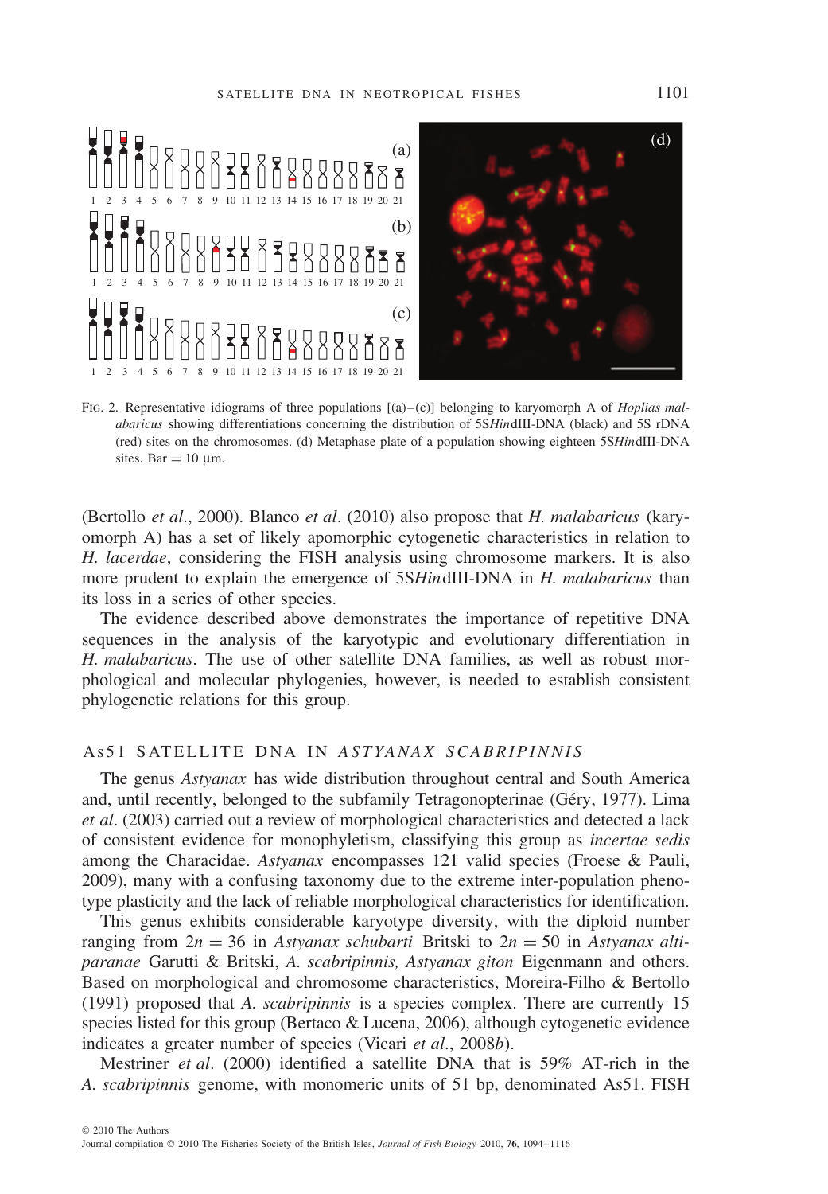FIG. 2. Representative idiograms of three populations [(a)–(c)] belonging to karyomorph A of *Hoplias malabaricus* showing differentiations concerning the distribution of 5S*Hin*dIII-DNA (black) and 5S rDNA (red) sites on the chromosomes. (d) Metaphase plate of a population showing eighteen 5S*Hin*dIII-DNA sites. Bar = 10 µm.

(Bertollo *et al*., 2000). Blanco *et al*. (2010) also propose that *H. malabaricus* (karyomorph A) has a set of likely apomorphic cytogenetic characteristics in relation to *H. lacerdae*, considering the FISH analysis using chromosome markers. It is also more prudent to explain the emergence of 5S*Hin*dIII-DNA in *H. malabaricus* than its loss in a series of other species.

The evidence described above demonstrates the importance of repetitive DNA sequences in the analysis of the karyotypic and evolutionary differentiation in *H. malabaricus*. The use of other satellite DNA families, as well as robust morphological and molecular phylogenies, however, is needed to establish consistent phylogenetic relations for this group.

## As51 SATELLITE DNA IN *ASTYANAX SCABRIPINNIS*

The genus *Astyanax* has wide distribution throughout central and South America and, until recently, belonged to the subfamily Tetragonopterinae (Géry, 1977). Lima *et al*. (2003) carried out a review of morphological characteristics and detected a lack of consistent evidence for monophyletism, classifying this group as *incertae sedis* among the Characidae. *Astyanax* encompasses 121 valid species (Froese & Pauli, 2009), many with a confusing taxonomy due to the extreme inter-population phenotype plasticity and the lack of reliable morphological characteristics for identification.

This genus exhibits considerable karyotype diversity, with the diploid number ranging from $2n = 36$ in *Astyanax schubarti* Britski to $2n = 50$ in *Astyanax altiparanae* Garutti & Britski, *A. scabripinnis, Astyanax giton* Eigenmann and others. Based on morphological and chromosome characteristics, Moreira-Filho & Bertollo (1991) proposed that *A. scabripinnis* is a species complex. There are currently 15 species listed for this group (Bertaco & Lucena, 2006), although cytogenetic evidence indicates a greater number of species (Vicari *et al*., 2008*b*).

Mestriner *et al*. (2000) identified a satellite DNA that is 59% AT-rich in the *A. scabripinnis* genome, with monomeric units of 51 bp, denominated As51. FISH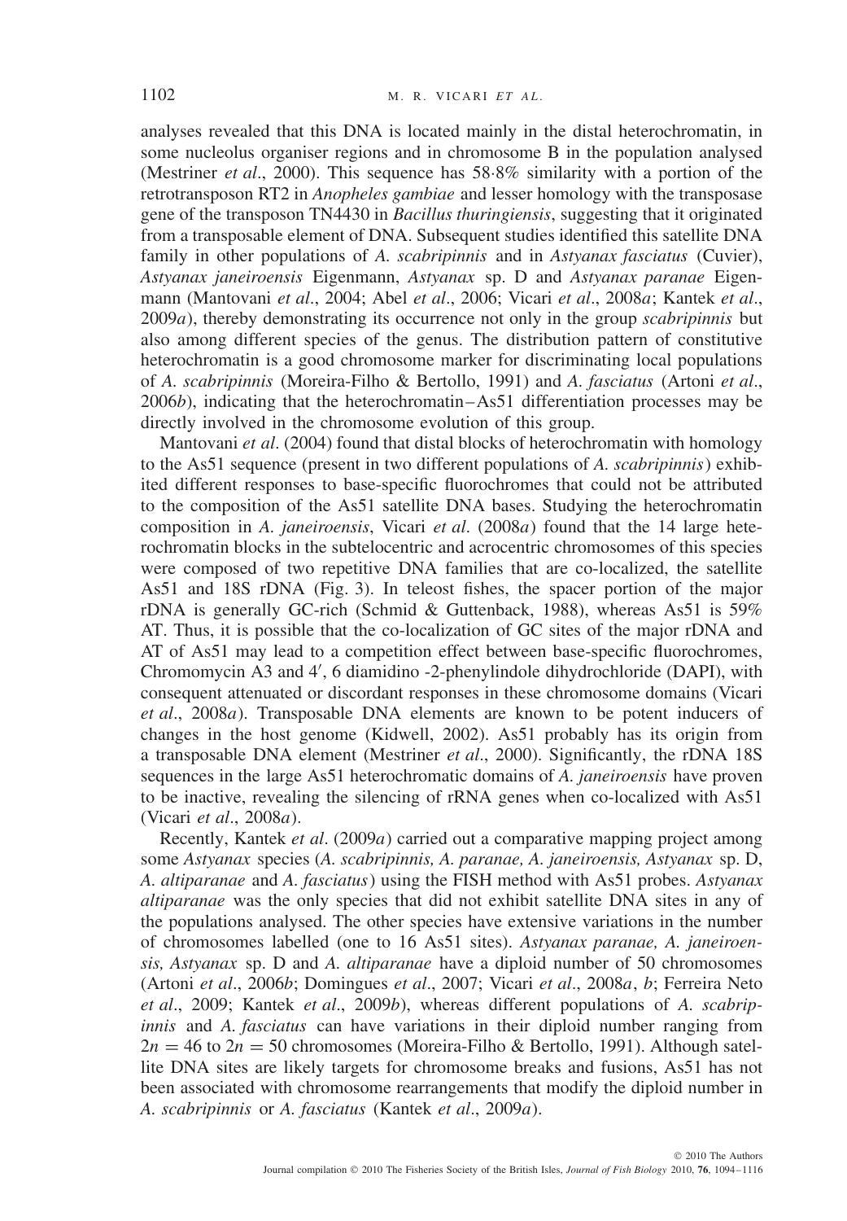analyses revealed that this DNA is located mainly in the distal heterochromatin, in some nucleolus organiser regions and in chromosome B in the population analysed (Mestriner *et al*., 2000). This sequence has 58·8% similarity with a portion of the retrotransposon RT2 in *Anopheles gambiae* and lesser homology with the transposase gene of the transposon TN4430 in *Bacillus thuringiensis*, suggesting that it originated from a transposable element of DNA. Subsequent studies identified this satellite DNA family in other populations of *A. scabripinnis* and in *Astyanax fasciatus* (Cuvier), *Astyanax janeiroensis* Eigenmann, *Astyanax* sp. D and *Astyanax paranae* Eigenmann (Mantovani *et al*., 2004; Abel *et al*., 2006; Vicari *et al*., 2008*a*; Kantek *et al*., 2009*a*), thereby demonstrating its occurrence not only in the group *scabripinnis* but also among different species of the genus. The distribution pattern of constitutive heterochromatin is a good chromosome marker for discriminating local populations of *A. scabripinnis* (Moreira-Filho & Bertollo, 1991) and *A. fasciatus* (Artoni *et al*., 2006*b*), indicating that the heterochromatin–As51 differentiation processes may be directly involved in the chromosome evolution of this group.

Mantovani *et al*. (2004) found that distal blocks of heterochromatin with homology to the As51 sequence (present in two different populations of *A. scabripinnis*) exhibited different responses to base-specific fluorochromes that could not be attributed to the composition of the As51 satellite DNA bases. Studying the heterochromatin composition in *A. janeiroensis*, Vicari *et al*. (2008*a*) found that the 14 large heterochromatin blocks in the subtelocentric and acrocentric chromosomes of this species were composed of two repetitive DNA families that are co-localized, the satellite As51 and 18S rDNA (Fig. 3). In teleost fishes, the spacer portion of the major rDNA is generally GC-rich (Schmid & Guttenback, 1988), whereas As51 is 59% AT. Thus, it is possible that the co-localization of GC sites of the major rDNA and AT of As51 may lead to a competition effect between base-specific fluorochromes, Chromomycin A3 and 4′, 6 diamidino -2-phenylindole dihydrochloride (DAPI), with consequent attenuated or discordant responses in these chromosome domains (Vicari *et al*., 2008*a*). Transposable DNA elements are known to be potent inducers of changes in the host genome (Kidwell, 2002). As51 probably has its origin from a transposable DNA element (Mestriner *et al*., 2000). Significantly, the rDNA 18S sequences in the large As51 heterochromatic domains of *A. janeiroensis* have proven to be inactive, revealing the silencing of rRNA genes when co-localized with As51 (Vicari *et al*., 2008*a*).

Recently, Kantek *et al*. (2009*a*) carried out a comparative mapping project among some *Astyanax* species (*A. scabripinnis, A. paranae, A. janeiroensis, Astyanax* sp. D, *A. altiparanae* and *A. fasciatus*) using the FISH method with As51 probes. *Astyanax altiparanae* was the only species that did not exhibit satellite DNA sites in any of the populations analysed. The other species have extensive variations in the number of chromosomes labelled (one to 16 As51 sites). *Astyanax paranae, A. janeiroensis, Astyanax* sp. D and *A. altiparanae* have a diploid number of 50 chromosomes (Artoni *et al*., 2006*b*; Domingues *et al*., 2007; Vicari *et al*., 2008*a*, *b*; Ferreira Neto *et al*., 2009; Kantek *et al*., 2009*b*), whereas different populations of *A. scabripinnis* and *A. fasciatus* can have variations in their diploid number ranging from $2n = 46$ to $2n = 50$ chromosomes (Moreira-Filho & Bertollo, 1991). Although satellite DNA sites are likely targets for chromosome breaks and fusions, As51 has not been associated with chromosome rearrangements that modify the diploid number in *A. scabripinnis* or *A. fasciatus* (Kantek *et al*., 2009*a*).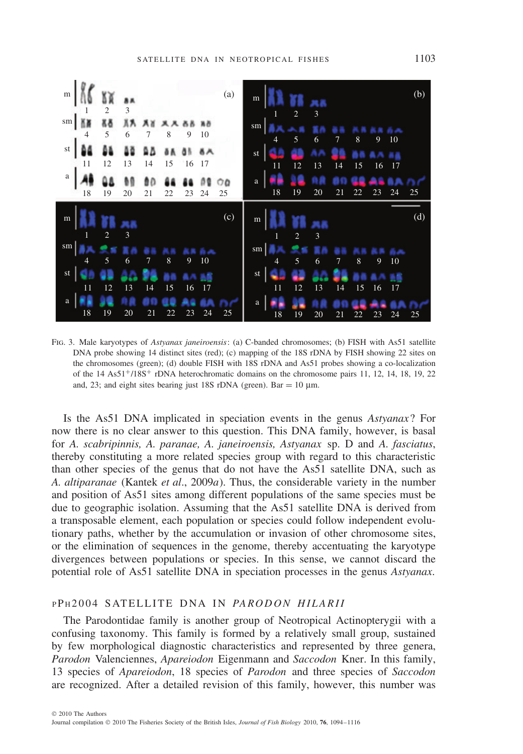FIG. 3. Male karyotypes of *Astyanax janeiroensis*: (a) C-banded chromosomes; (b) FISH with As51 satellite DNA probe showing 14 distinct sites (red); (c) mapping of the 18S rDNA by FISH showing 22 sites on the chromosomes (green); (d) double FISH with 18S rDNA and As51 probes showing a co-localization of the 14 As51$^{+}$/18S$^{+}$ rDNA heterochromatic domains on the chromosome pairs 11, 12, 14, 18, 19, 22 and, 23; and eight sites bearing just 18S rDNA (green). Bar = 10 µm.

Is the As51 DNA implicated in speciation events in the genus *Astyanax*? For now there is no clear answer to this question. This DNA family, however, is basal for *A. scabripinnis, A. paranae, A. janeiroensis, Astyanax* sp. D and *A. fasciatus*, thereby constituting a more related species group with regard to this characteristic than other species of the genus that do not have the As51 satellite DNA, such as *A. altiparanae* (Kantek *et al*., 2009*a*). Thus, the considerable variety in the number and position of As51 sites among different populations of the same species must be due to geographic isolation. Assuming that the As51 satellite DNA is derived from a transposable element, each population or species could follow independent evolutionary paths, whether by the accumulation or invasion of other chromosome sites, or the elimination of sequences in the genome, thereby accentuating the karyotype divergences between populations or species. In this sense, we cannot discard the potential role of As51 satellite DNA in speciation processes in the genus *Astyanax*.

## pPh2004 SATELLITE DNA IN *PARODON HILARII*

The Parodontidae family is another group of Neotropical Actinopterygii with a confusing taxonomy. This family is formed by a relatively small group, sustained by few morphological diagnostic characteristics and represented by three genera, *Parodon* Valenciennes, *Apareiodon* Eigenmann and *Saccodon* Kner. In this family, 13 species of *Apareiodon*, 18 species of *Parodon* and three species of *Saccodon* are recognized. After a detailed revision of this family, however, this number was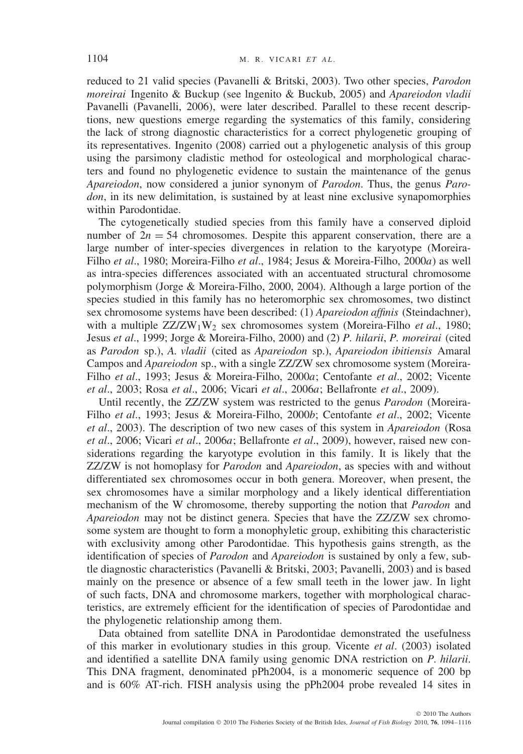reduced to 21 valid species (Pavanelli & Britski, 2003). Two other species, *Parodon moreirai* Ingenito & Buckup (see lngenito & Buckub, 2005) and *Apareiodon vladii* Pavanelli (Pavanelli, 2006), were later described. Parallel to these recent descriptions, new questions emerge regarding the systematics of this family, considering the lack of strong diagnostic characteristics for a correct phylogenetic grouping of its representatives. Ingenito (2008) carried out a phylogenetic analysis of this group using the parsimony cladistic method for osteological and morphological characters and found no phylogenetic evidence to sustain the maintenance of the genus *Apareiodon*, now considered a junior synonym of *Parodon*. Thus, the genus *Parodon*, in its new delimitation, is sustained by at least nine exclusive synapomorphies within Parodontidae.

The cytogenetically studied species from this family have a conserved diploid number of $2n = 54$ chromosomes. Despite this apparent conservation, there are a large number of inter-species divergences in relation to the karyotype (Moreira-Filho *et al*., 1980; Moreira-Filho *et al*., 1984; Jesus & Moreira-Filho, 2000*a*) as well as intra-species differences associated with an accentuated structural chromosome polymorphism (Jorge & Moreira-Filho, 2000, 2004). Although a large portion of the species studied in this family has no heteromorphic sex chromosomes, two distinct sex chromosome systems have been described: (1) *Apareiodon affinis* (Steindachner), with a multiple $ZZ/ZW_1W_2$ sex chromosomes system (Moreira-Filho *et al*., 1980; Jesus *et al*., 1999; Jorge & Moreira-Filho, 2000) and (2) *P. hilarii*, *P. moreirai* (cited as *Parodon* sp.), *A. vladii* (cited as *Apareiodon* sp.), *Apareiodon ibitiensis* Amaral Campos and *Apareiodon* sp., with a single ZZ/ZW sex chromosome system (Moreira-Filho *et al*., 1993; Jesus & Moreira-Filho, 2000*a*; Centofante *et al*., 2002; Vicente *et al*., 2003; Rosa *et al*., 2006; Vicari *et al*., 2006*a*; Bellafronte *et al*., 2009).

Until recently, the ZZ/ZW system was restricted to the genus *Parodon* (Moreira-Filho *et al*., 1993; Jesus & Moreira-Filho, 2000*b*; Centofante *et al*., 2002; Vicente *et al*., 2003). The description of two new cases of this system in *Apareiodon* (Rosa *et al*., 2006; Vicari *et al*., 2006*a*; Bellafronte *et al*., 2009), however, raised new considerations regarding the karyotype evolution in this family. It is likely that the ZZ/ZW is not homoplasy for *Parodon* and *Apareiodon*, as species with and without differentiated sex chromosomes occur in both genera. Moreover, when present, the sex chromosomes have a similar morphology and a likely identical differentiation mechanism of the W chromosome, thereby supporting the notion that *Parodon* and *Apareiodon* may not be distinct genera. Species that have the ZZ/ZW sex chromosome system are thought to form a monophyletic group, exhibiting this characteristic with exclusivity among other Parodontidae. This hypothesis gains strength, as the identification of species of *Parodon* and *Apareiodon* is sustained by only a few, subtle diagnostic characteristics (Pavanelli & Britski, 2003; Pavanelli, 2003) and is based mainly on the presence or absence of a few small teeth in the lower jaw. In light of such facts, DNA and chromosome markers, together with morphological characteristics, are extremely efficient for the identification of species of Parodontidae and the phylogenetic relationship among them.

Data obtained from satellite DNA in Parodontidae demonstrated the usefulness of this marker in evolutionary studies in this group. Vicente *et al*. (2003) isolated and identified a satellite DNA family using genomic DNA restriction on *P. hilarii*. This DNA fragment, denominated pPh2004, is a monomeric sequence of 200 bp and is 60% AT-rich. FISH analysis using the pPh2004 probe revealed 14 sites in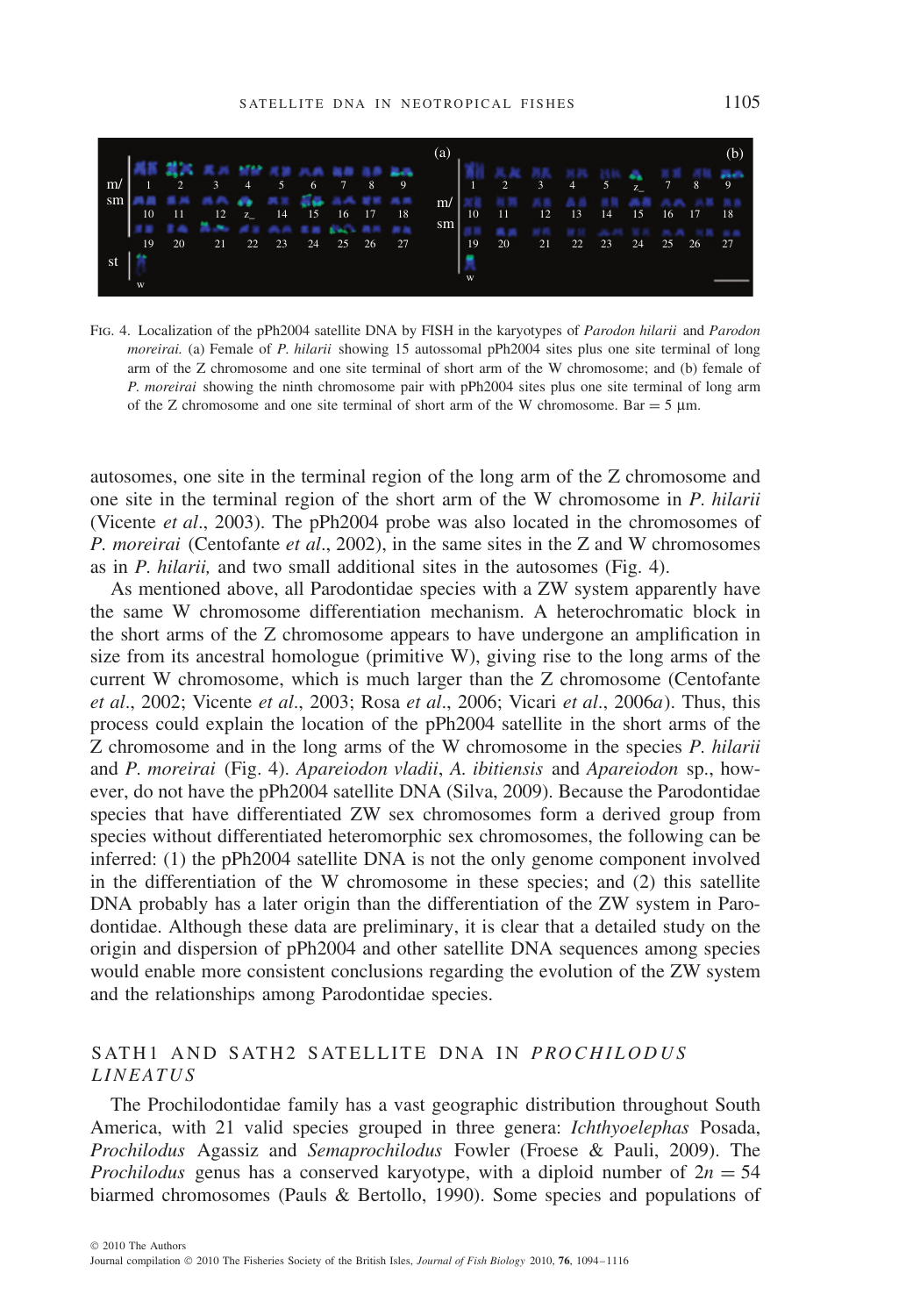FIG. 4. Localization of the pPh2004 satellite DNA by FISH in the karyotypes of *Parodon hilarii* and *Parodon moreirai.* (a) Female of *P. hilarii* showing 15 autossomal pPh2004 sites plus one site terminal of long arm of the Z chromosome and one site terminal of short arm of the W chromosome; and (b) female of *P. moreirai* showing the ninth chromosome pair with pPh2004 sites plus one site terminal of long arm of the Z chromosome and one site terminal of short arm of the W chromosome. Bar = 5 μm.

autosomes, one site in the terminal region of the long arm of the Z chromosome and one site in the terminal region of the short arm of the W chromosome in *P. hilarii* (Vicente *et al*., 2003). The pPh2004 probe was also located in the chromosomes of *P. moreirai* (Centofante *et al*., 2002), in the same sites in the Z and W chromosomes as in *P. hilarii,* and two small additional sites in the autosomes (Fig. 4).

As mentioned above, all Parodontidae species with a ZW system apparently have the same W chromosome differentiation mechanism. A heterochromatic block in the short arms of the Z chromosome appears to have undergone an amplification in size from its ancestral homologue (primitive W), giving rise to the long arms of the current W chromosome, which is much larger than the Z chromosome (Centofante *et al*., 2002; Vicente *et al*., 2003; Rosa *et al*., 2006; Vicari *et al*., 2006*a*). Thus, this process could explain the location of the pPh2004 satellite in the short arms of the Z chromosome and in the long arms of the W chromosome in the species *P. hilarii* and *P. moreirai* (Fig. 4). *Apareiodon vladii*, *A. ibitiensis* and *Apareiodon* sp., however, do not have the pPh2004 satellite DNA (Silva, 2009). Because the Parodontidae species that have differentiated ZW sex chromosomes form a derived group from species without differentiated heteromorphic sex chromosomes, the following can be inferred: (1) the pPh2004 satellite DNA is not the only genome component involved in the differentiation of the W chromosome in these species; and (2) this satellite DNA probably has a later origin than the differentiation of the ZW system in Parodontidae. Although these data are preliminary, it is clear that a detailed study on the origin and dispersion of pPh2004 and other satellite DNA sequences among species would enable more consistent conclusions regarding the evolution of the ZW system and the relationships among Parodontidae species.

## SATH1 AND SATH2 SATELLITE DNA IN *PROCHILODUS LINEATUS*

The Prochilodontidae family has a vast geographic distribution throughout South America, with 21 valid species grouped in three genera: *Ichthyoelephas* Posada, *Prochilodus* Agassiz and *Semaprochilodus* Fowler (Froese & Pauli, 2009). The *Prochilodus* genus has a conserved karyotype, with a diploid number of $2n = 54$ biarmed chromosomes (Pauls & Bertollo, 1990). Some species and populations of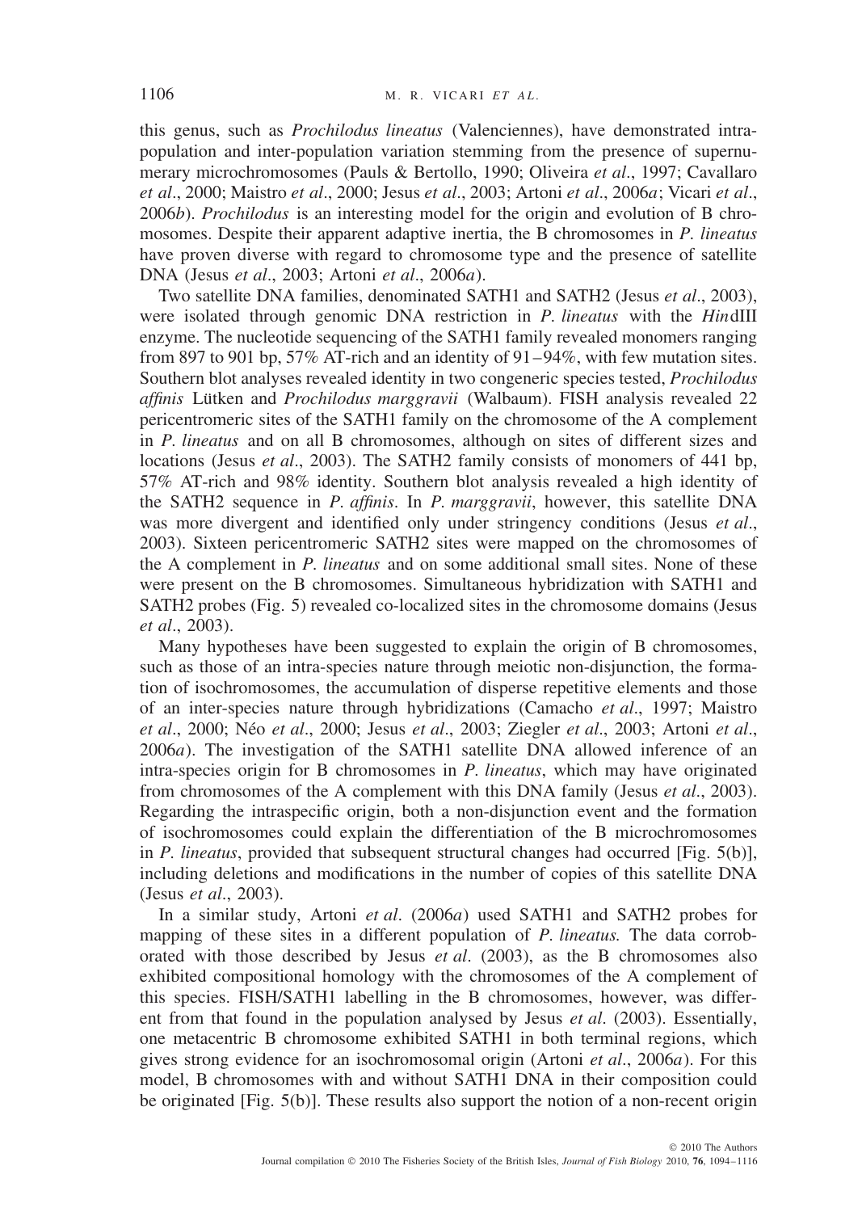this genus, such as *Prochilodus lineatus* (Valenciennes), have demonstrated intra-population and inter-population variation stemming from the presence of supernumerary microchromosomes (Pauls & Bertollo, 1990; Oliveira *et al*., 1997; Cavallaro *et al*., 2000; Maistro *et al*., 2000; Jesus *et al*., 2003; Artoni *et al*., 2006*a*; Vicari *et al*., 2006*b*). *Prochilodus* is an interesting model for the origin and evolution of B chromosomes. Despite their apparent adaptive inertia, the B chromosomes in *P. lineatus* have proven diverse with regard to chromosome type and the presence of satellite DNA (Jesus *et al*., 2003; Artoni *et al*., 2006*a*).

Two satellite DNA families, denominated SATH1 and SATH2 (Jesus *et al*., 2003), were isolated through genomic DNA restriction in *P. lineatus* with the *Hin*dIII enzyme. The nucleotide sequencing of the SATH1 family revealed monomers ranging from 897 to 901 bp, 57% AT-rich and an identity of 91–94%, with few mutation sites. Southern blot analyses revealed identity in two congeneric species tested, *Prochilodus affinis* Lütken and *Prochilodus marggravii* (Walbaum). FISH analysis revealed 22 pericentromeric sites of the SATH1 family on the chromosome of the A complement in *P. lineatus* and on all B chromosomes, although on sites of different sizes and locations (Jesus *et al*., 2003). The SATH2 family consists of monomers of 441 bp, 57% AT-rich and 98% identity. Southern blot analysis revealed a high identity of the SATH2 sequence in *P. affinis*. In *P. marggravii*, however, this satellite DNA was more divergent and identified only under stringency conditions (Jesus *et al*., 2003). Sixteen pericentromeric SATH2 sites were mapped on the chromosomes of the A complement in *P. lineatus* and on some additional small sites. None of these were present on the B chromosomes. Simultaneous hybridization with SATH1 and SATH2 probes (Fig. 5) revealed co-localized sites in the chromosome domains (Jesus *et al*., 2003).

Many hypotheses have been suggested to explain the origin of B chromosomes, such as those of an intra-species nature through meiotic non-disjunction, the formation of isochromosomes, the accumulation of disperse repetitive elements and those of an inter-species nature through hybridizations (Camacho *et al*., 1997; Maistro *et al*., 2000; Néo *et al*., 2000; Jesus *et al*., 2003; Ziegler *et al*., 2003; Artoni *et al*., 2006*a*). The investigation of the SATH1 satellite DNA allowed inference of an intra-species origin for B chromosomes in *P. lineatus*, which may have originated from chromosomes of the A complement with this DNA family (Jesus *et al*., 2003). Regarding the intraspecific origin, both a non-disjunction event and the formation of isochromosomes could explain the differentiation of the B microchromosomes in *P. lineatus*, provided that subsequent structural changes had occurred [Fig. 5(b)], including deletions and modifications in the number of copies of this satellite DNA (Jesus *et al*., 2003).

In a similar study, Artoni *et al*. (2006*a*) used SATH1 and SATH2 probes for mapping of these sites in a different population of *P. lineatus.* The data corroborated with those described by Jesus *et al*. (2003), as the B chromosomes also exhibited compositional homology with the chromosomes of the A complement of this species. FISH/SATH1 labelling in the B chromosomes, however, was different from that found in the population analysed by Jesus *et al*. (2003). Essentially, one metacentric B chromosome exhibited SATH1 in both terminal regions, which gives strong evidence for an isochromosomal origin (Artoni *et al*., 2006*a*). For this model, B chromosomes with and without SATH1 DNA in their composition could be originated [Fig. 5(b)]. These results also support the notion of a non-recent origin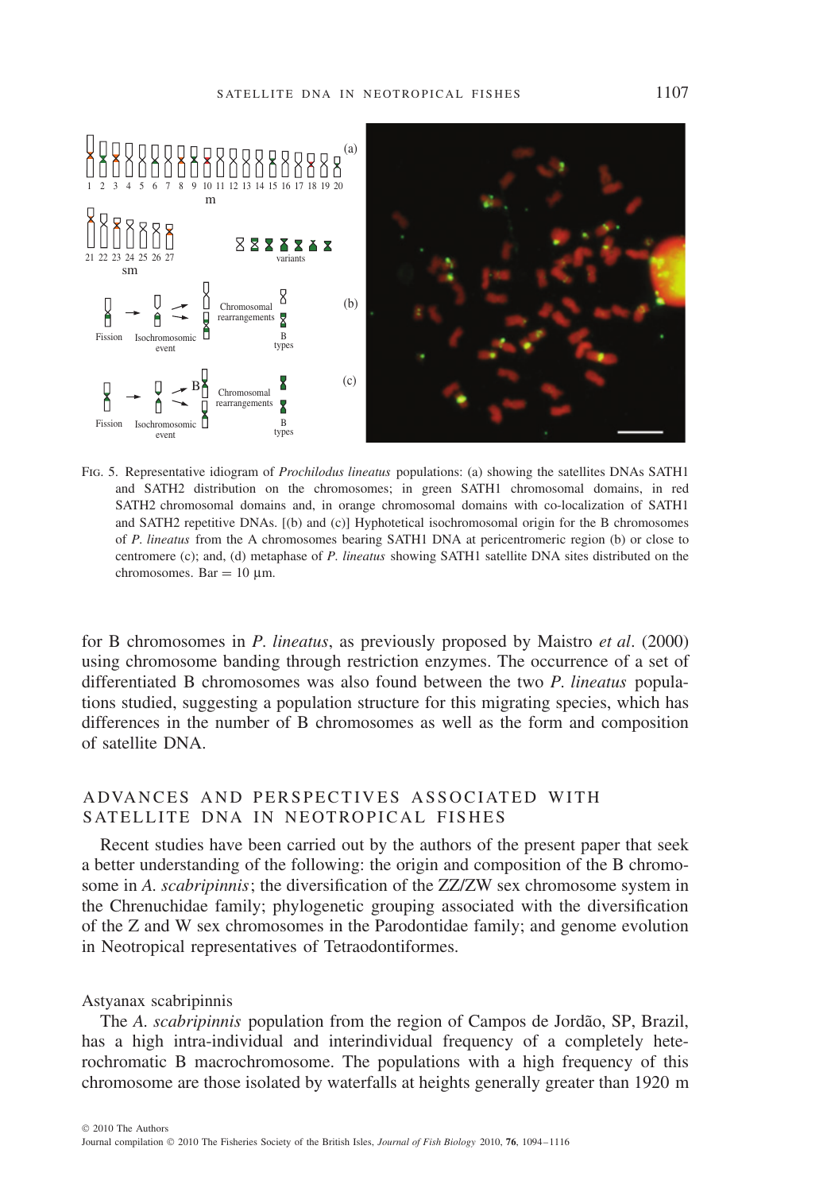FIG. 5. Representative idiogram of *Prochilodus lineatus* populations: (a) showing the satellites DNAs SATH1 and SATH2 distribution on the chromosomes; in green SATH1 chromosomal domains, in red SATH2 chromosomal domains and, in orange chromosomal domains with co-localization of SATH1 and SATH2 repetitive DNAs. [(b) and (c)] Hyphotetical isochromosomal origin for the B chromosomes of *P. lineatus* from the A chromosomes bearing SATH1 DNA at pericentromeric region (b) or close to centromere (c); and, (d) metaphase of *P. lineatus* showing SATH1 satellite DNA sites distributed on the chromosomes. Bar = 10 μm.

for B chromosomes in *P. lineatus*, as previously proposed by Maistro *et al*. (2000) using chromosome banding through restriction enzymes. The occurrence of a set of differentiated B chromosomes was also found between the two *P. lineatus* populations studied, suggesting a population structure for this migrating species, which has differences in the number of B chromosomes as well as the form and composition of satellite DNA.

## ADVANCES AND PERSPECTIVES ASSOCIATED WITH SATELLITE DNA IN NEOTROPICAL FISHES

Recent studies have been carried out by the authors of the present paper that seek a better understanding of the following: the origin and composition of the B chromosome in *A. scabripinnis*; the diversification of the ZZ/ZW sex chromosome system in the Chrenuchidae family; phylogenetic grouping associated with the diversification of the Z and W sex chromosomes in the Parodontidae family; and genome evolution in Neotropical representatives of Tetraodontiformes.

### Astyanax scabripinnis

The *A. scabripinnis* population from the region of Campos de Jordão, SP, Brazil, has a high intra-individual and interindividual frequency of a completely heterochromatic B macrochromosome. The populations with a high frequency of this chromosome are those isolated by waterfalls at heights generally greater than 1920 m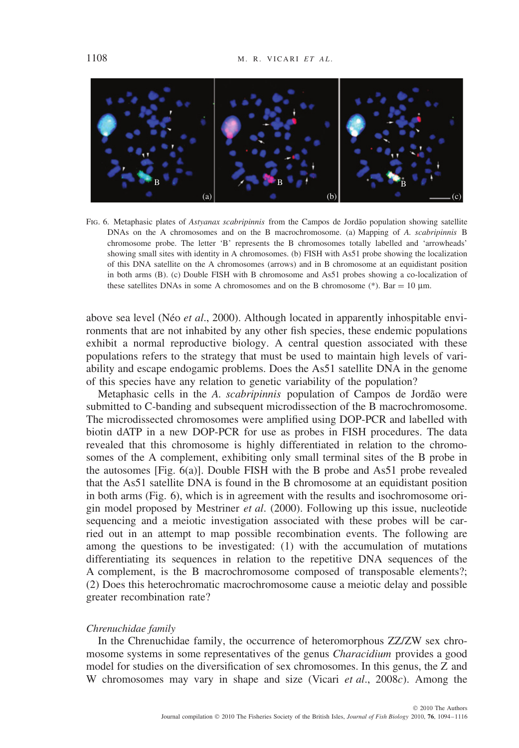FIG. 6. Metaphasic plates of *Astyanax scabripinnis* from the Campos de Jordão population showing satellite DNAs on the A chromosomes and on the B macrochromosome. (a) Mapping of *A. scabripinnis* B chromosome probe. The letter 'B' represents the B chromosomes totally labelled and 'arrowheads' showing small sites with identity in A chromosomes. (b) FISH with As51 probe showing the localization of this DNA satellite on the A chromosomes (arrows) and in B chromosome at an equidistant position in both arms (B). (c) Double FISH with B chromosome and As51 probes showing a co-localization of these satellites DNAs in some A chromosomes and on the B chromosome (*). Bar = 10 μm.

above sea level (Néo *et al*., 2000). Although located in apparently inhospitable environments that are not inhabited by any other fish species, these endemic populations exhibit a normal reproductive biology. A central question associated with these populations refers to the strategy that must be used to maintain high levels of variability and escape endogamic problems. Does the As51 satellite DNA in the genome of this species have any relation to genetic variability of the population?

Metaphasic cells in the *A. scabripinnis* population of Campos de Jordão were submitted to C-banding and subsequent microdissection of the B macrochromosome. The microdissected chromosomes were amplified using DOP-PCR and labelled with biotin dATP in a new DOP-PCR for use as probes in FISH procedures. The data revealed that this chromosome is highly differentiated in relation to the chromosomes of the A complement, exhibiting only small terminal sites of the B probe in the autosomes [Fig. 6(a)]. Double FISH with the B probe and As51 probe revealed that the As51 satellite DNA is found in the B chromosome at an equidistant position in both arms (Fig. 6), which is in agreement with the results and isochromosome origin model proposed by Mestriner *et al*. (2000). Following up this issue, nucleotide sequencing and a meiotic investigation associated with these probes will be carried out in an attempt to map possible recombination events. The following are among the questions to be investigated: (1) with the accumulation of mutations differentiating its sequences in relation to the repetitive DNA sequences of the A complement, is the B macrochromosome composed of transposable elements?; (2) Does this heterochromatic macrochromosome cause a meiotic delay and possible greater recombination rate?

### *Chrenuchidae family*

In the Chrenuchidae family, the occurrence of heteromorphous ZZ/ZW sex chromosome systems in some representatives of the genus *Characidium* provides a good model for studies on the diversification of sex chromosomes. In this genus, the Z and W chromosomes may vary in shape and size (Vicari *et al*., 2008*c*). Among the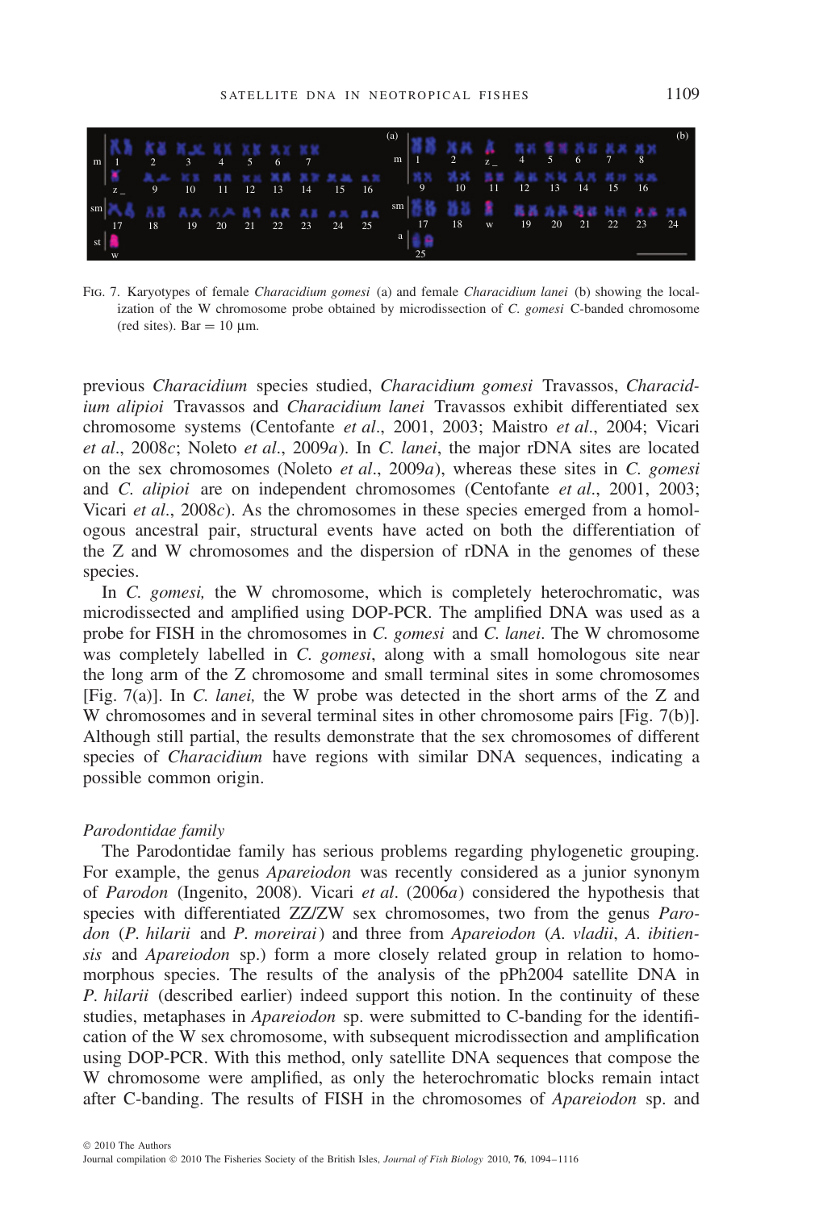FIG. 7. Karyotypes of female *Characidium gomesi* (a) and female *Characidium lanei* (b) showing the localization of the W chromosome probe obtained by microdissection of *C. gomesi* C-banded chromosome (red sites). Bar = 10 μm.

previous *Characidium* species studied, *Characidium gomesi* Travassos, *Characidium alipioi* Travassos and *Characidium lanei* Travassos exhibit differentiated sex chromosome systems (Centofante *et al*., 2001, 2003; Maistro *et al*., 2004; Vicari *et al*., 2008*c*; Noleto *et al*., 2009*a*). In *C. lanei*, the major rDNA sites are located on the sex chromosomes (Noleto *et al*., 2009*a*), whereas these sites in *C. gomesi* and *C. alipioi* are on independent chromosomes (Centofante *et al*., 2001, 2003; Vicari *et al*., 2008*c*). As the chromosomes in these species emerged from a homologous ancestral pair, structural events have acted on both the differentiation of the Z and W chromosomes and the dispersion of rDNA in the genomes of these species.

In *C. gomesi,* the W chromosome, which is completely heterochromatic, was microdissected and amplified using DOP-PCR. The amplified DNA was used as a probe for FISH in the chromosomes in *C. gomesi* and *C. lanei*. The W chromosome was completely labelled in *C. gomesi*, along with a small homologous site near the long arm of the Z chromosome and small terminal sites in some chromosomes [Fig. 7(a)]. In *C. lanei,* the W probe was detected in the short arms of the Z and W chromosomes and in several terminal sites in other chromosome pairs [Fig. 7(b)]. Although still partial, the results demonstrate that the sex chromosomes of different species of *Characidium* have regions with similar DNA sequences, indicating a possible common origin.

### *Parodontidae family*

The Parodontidae family has serious problems regarding phylogenetic grouping. For example, the genus *Apareiodon* was recently considered as a junior synonym of *Parodon* (Ingenito, 2008). Vicari *et al*. (2006*a*) considered the hypothesis that species with differentiated ZZ/ZW sex chromosomes, two from the genus *Parodon* (*P. hilarii* and *P. moreirai*) and three from *Apareiodon* (*A. vladii*, *A. ibitiensis* and *Apareiodon* sp.) form a more closely related group in relation to homomorphous species. The results of the analysis of the pPh2004 satellite DNA in *P. hilarii* (described earlier) indeed support this notion. In the continuity of these studies, metaphases in *Apareiodon* sp. were submitted to C-banding for the identification of the W sex chromosome, with subsequent microdissection and amplification using DOP-PCR. With this method, only satellite DNA sequences that compose the W chromosome were amplified, as only the heterochromatic blocks remain intact after C-banding. The results of FISH in the chromosomes of *Apareiodon* sp. and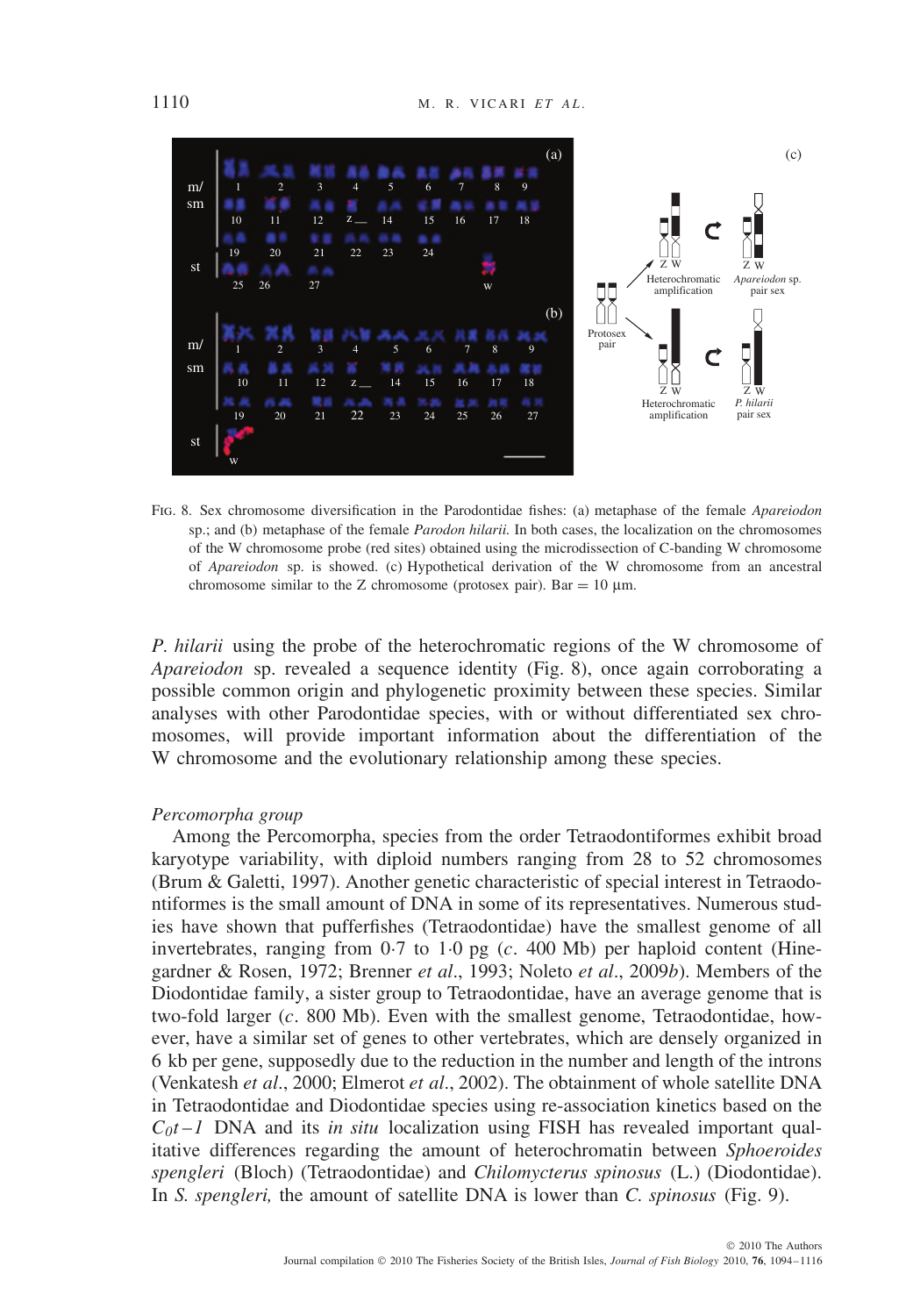FIG. 8. Sex chromosome diversification in the Parodontidae fishes: (a) metaphase of the female *Apareiodon* sp.; and (b) metaphase of the female *Parodon hilarii*. In both cases, the localization on the chromosomes of the W chromosome probe (red sites) obtained using the microdissection of C-banding W chromosome of *Apareiodon* sp. is showed. (c) Hypothetical derivation of the W chromosome from an ancestral chromosome similar to the Z chromosome (protosex pair). Bar = 10 µm.

*P. hilarii* using the probe of the heterochromatic regions of the W chromosome of *Apareiodon* sp. revealed a sequence identity (Fig. 8), once again corroborating a possible common origin and phylogenetic proximity between these species. Similar analyses with other Parodontidae species, with or without differentiated sex chromosomes, will provide important information about the differentiation of the W chromosome and the evolutionary relationship among these species.

*Percomorpha group*

Among the Percomorpha, species from the order Tetraodontiformes exhibit broad karyotype variability, with diploid numbers ranging from 28 to 52 chromosomes (Brum & Galetti, 1997). Another genetic characteristic of special interest in Tetraodontiformes is the small amount of DNA in some of its representatives. Numerous studies have shown that pufferfishes (Tetraodontidae) have the smallest genome of all invertebrates, ranging from 0·7 to 1·0 pg (*c*. 400 Mb) per haploid content (Hinegardner & Rosen, 1972; Brenner *et al*., 1993; Noleto *et al*., 2009*b*). Members of the Diodontidae family, a sister group to Tetraodontidae, have an average genome that is two-fold larger (*c*. 800 Mb). Even with the smallest genome, Tetraodontidae, however, have a similar set of genes to other vertebrates, which are densely organized in 6 kb per gene, supposedly due to the reduction in the number and length of the introns (Venkatesh *et al*., 2000; Elmerot *et al*., 2002). The obtainment of whole satellite DNA in Tetraodontidae and Diodontidae species using re-association kinetics based on the $C_0t-1$ DNA and its *in situ* localization using FISH has revealed important qualitative differences regarding the amount of heterochromatin between *Sphoeroides spengleri* (Bloch) (Tetraodontidae) and *Chilomycterus spinosus* (L.) (Diodontidae). In *S. spengleri,* the amount of satellite DNA is lower than *C. spinosus* (Fig. 9).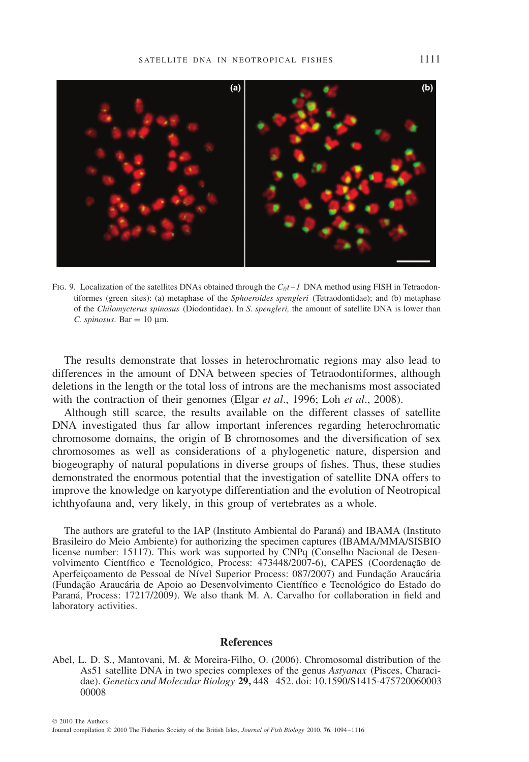FIG. 9. Localization of the satellites DNAs obtained through the $C_0t-1$ DNA method using FISH in Tetraodontiformes (green sites): (a) metaphase of the *Sphoeroides spengleri* (Tetraodontidae); and (b) metaphase of the *Chilomycterus spinosus* (Diodontidae). In *S. spengleri,* the amount of satellite DNA is lower than *C. spinosus*. Bar = 10 µm.

The results demonstrate that losses in heterochromatic regions may also lead to differences in the amount of DNA between species of Tetraodontiformes, although deletions in the length or the total loss of introns are the mechanisms most associated with the contraction of their genomes (Elgar *et al*., 1996; Loh *et al*., 2008).

Although still scarce, the results available on the different classes of satellite DNA investigated thus far allow important inferences regarding heterochromatic chromosome domains, the origin of B chromosomes and the diversification of sex chromosomes as well as considerations of a phylogenetic nature, dispersion and biogeography of natural populations in diverse groups of fishes. Thus, these studies demonstrated the enormous potential that the investigation of satellite DNA offers to improve the knowledge on karyotype differentiation and the evolution of Neotropical ichthyofauna and, very likely, in this group of vertebrates as a whole.

The authors are grateful to the IAP (Instituto Ambiental do Paraná) and IBAMA (Instituto Brasileiro do Meio Ambiente) for authorizing the specimen captures (IBAMA/MMA/SISBIO license number: 15117). This work was supported by CNPq (Conselho Nacional de Desenvolvimento Científico e Tecnológico, Process: 473448/2007-6), CAPES (Coordenação de Aperfeiçoamento de Pessoal de Nível Superior Process: 087/2007) and Fundação Araucária (Fundação Araucária de Apoio ao Desenvolvimento Científico e Tecnológico do Estado do Paraná, Process: 17217/2009). We also thank M. A. Carvalho for collaboration in field and laboratory activities.

## References

Abel, L. D. S., Mantovani, M. & Moreira-Filho, O. (2006). Chromosomal distribution of the As51 satellite DNA in two species complexes of the genus *Astyanax* (Pisces, Characidae). *Genetics and Molecular Biology* **29,** 448–452. doi: 10.1590/S1415-47572006000300008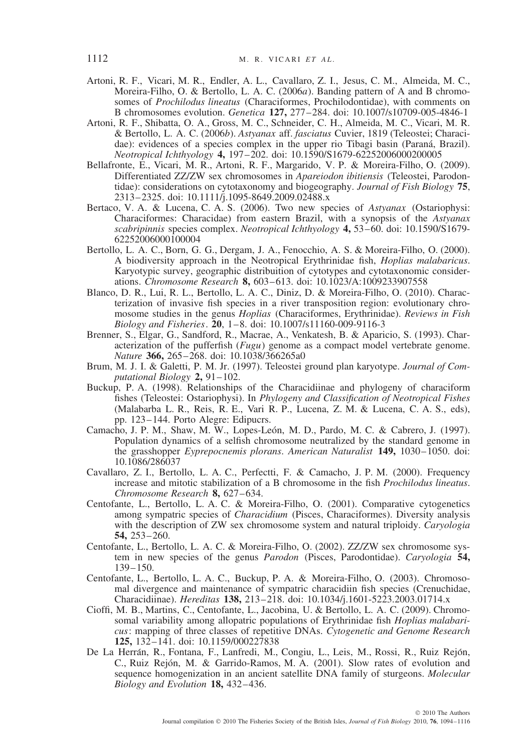Artoni, R. F., Vicari, M. R., Endler, A. L., Cavallaro, Z. I., Jesus, C. M., Almeida, M. C., Moreira-Filho, O. & Bertollo, L. A. C. (2006*a*). Banding pattern of A and B chromosomes of *Prochilodus lineatus* (Characiformes, Prochilodontidae), with comments on B chromosomes evolution. *Genetica* **127,** 277–284. doi: 10.1007/s10709-005-4846-1

Artoni, R. F., Shibatta, O. A., Gross, M. C., Schneider, C. H., Almeida, M. C., Vicari, M. R. & Bertollo, L. A. C. (2006*b*). *Astyanax* aff. *fasciatus* Cuvier, 1819 (Teleostei; Characidae): evidences of a species complex in the upper rio Tibagi basin (Paraná, Brazil). *Neotropical Ichthyology* **4,** 197–202. doi: 10.1590/S1679-62252006000200005

Bellafronte, E., Vicari, M. R., Artoni, R. F., Margarido, V. P. & Moreira-Filho, O. (2009). Differentiated ZZ/ZW sex chromosomes in *Apareiodon ibitiensis* (Teleostei, Parodontidae): considerations on cytotaxonomy and biogeography. *Journal of Fish Biology* **75**, 2313–2325. doi: 10.1111/j.1095-8649.2009.02488.x

Bertaco, V. A. & Lucena, C. A. S. (2006). Two new species of *Astyanax* (Ostariophysi: Characiformes: Characidae) from eastern Brazil, with a synopsis of the *Astyanax scabripinnis* species complex. *Neotropical Ichthyology* **4,** 53–60. doi: 10.1590/S1679-62252006000100004

Bertollo, L. A. C., Born, G. G., Dergam, J. A., Fenocchio, A. S. & Moreira-Filho, O. (2000). A biodiversity approach in the Neotropical Erythrinidae fish, *Hoplias malabaricus*. Karyotypic survey, geographic distribuition of cytotypes and cytotaxonomic considerations. *Chromosome Research* **8,** 603–613. doi: 10.1023/A:1009233907558

Blanco, D. R., Lui, R. L., Bertollo, L. A. C., Diniz, D. & Moreira-Filho, O. (2010). Characterization of invasive fish species in a river transposition region: evolutionary chromosome studies in the genus *Hoplias* (Characiformes, Erythrinidae). *Reviews in Fish Biology and Fisheries*. **20**, 1–8. doi: 10.1007/s11160-009-9116-3

Brenner, S., Elgar, G., Sandford, R., Macrae, A., Venkatesh, B. & Aparicio, S. (1993). Characterization of the pufferfish (*Fugu*) genome as a compact model vertebrate genome. *Nature* **366,** 265–268. doi: 10.1038/366265a0

Brum, M. J. I. & Galetti, P. M. Jr. (1997). Teleostei ground plan karyotype. *Journal of Computational Biology* **2,** 91–102.

Buckup, P. A. (1998). Relationships of the Characidiinae and phylogeny of characiform fishes (Teleostei: Ostariophysi). In *Phylogeny and Classification of Neotropical Fishes* (Malabarba L. R., Reis, R. E., Vari R. P., Lucena, Z. M. & Lucena, C. A. S., eds), pp. 123–144. Porto Alegre: Edipucrs.

Camacho, J. P. M., Shaw, M. W., Lopes-León, M. D., Pardo, M. C. & Cabrero, J. (1997). Population dynamics of a selfish chromosome neutralized by the standard genome in the grasshopper *Eyprepocnemis plorans*. *American Naturalist* **149,** 1030–1050. doi: 10.1086/286037

Cavallaro, Z. I., Bertollo, L. A. C., Perfectti, F. & Camacho, J. P. M. (2000). Frequency increase and mitotic stabilization of a B chromosome in the fish *Prochilodus lineatus*. *Chromosome Research* **8,** 627–634.

Centofante, L., Bertollo, L. A. C. & Moreira-Filho, O. (2001). Comparative cytogenetics among sympatric species of *Characidium* (Pisces, Characiformes). Diversity analysis with the description of ZW sex chromosome system and natural triploidy. *Caryologia* **54,** 253–260.

Centofante, L., Bertollo, L. A. C. & Moreira-Filho, O. (2002). ZZ/ZW sex chromosome system in new species of the genus *Parodon* (Pisces, Parodontidae). *Caryologia* **54,** 139–150.

Centofante, L., Bertollo, L. A. C., Buckup, P. A. & Moreira-Filho, O. (2003). Chromosomal divergence and maintenance of sympatric characidiin fish species (Crenuchidae, Characidiinae). *Hereditas* **138,** 213–218. doi: 10.1034/j.1601-5223.2003.01714.x

Cioffi, M. B., Martins, C., Centofante, L., Jacobina, U. & Bertollo, L. A. C. (2009). Chromosomal variability among allopatric populations of Erythrinidae fish *Hoplias malabaricus*: mapping of three classes of repetitive DNAs. *Cytogenetic and Genome Research* **125,** 132–141. doi: 10.1159/000227838

De La Herrán, R., Fontana, F., Lanfredi, M., Congiu, L., Leis, M., Rossi, R., Ruiz Rejón, C., Ruiz Rejón, M. & Garrido-Ramos, M. A. (2001). Slow rates of evolution and sequence homogenization in an ancient satellite DNA family of sturgeons. *Molecular Biology and Evolution* **18,** 432–436.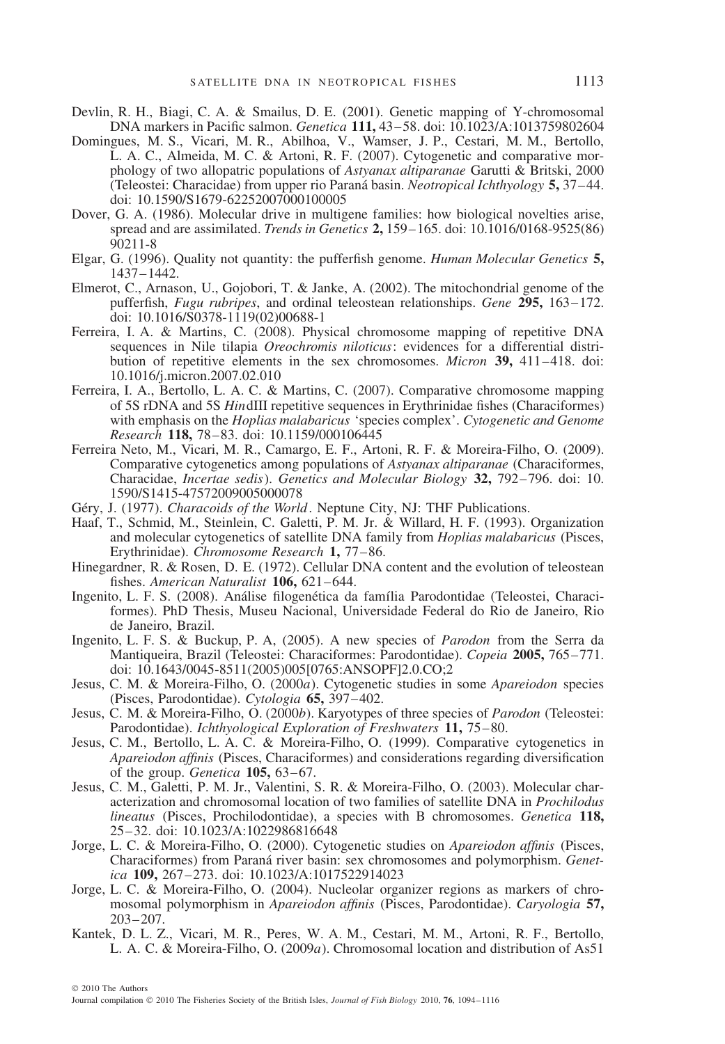Devlin, R. H., Biagi, C. A. & Smailus, D. E. (2001). Genetic mapping of Y-chromosomal DNA markers in Pacific salmon. *Genetica* **111,** 43–58. doi: 10.1023/A:1013759802604

Domingues, M. S., Vicari, M. R., Abilhoa, V., Wamser, J. P., Cestari, M. M., Bertollo, L. A. C., Almeida, M. C. & Artoni, R. F. (2007). Cytogenetic and comparative morphology of two allopatric populations of *Astyanax altiparanae* Garutti & Britski, 2000 (Teleostei: Characidae) from upper rio Paraná basin. *Neotropical Ichthyology* **5,** 37–44. doi: 10.1590/S1679-62252007000100005

Dover, G. A. (1986). Molecular drive in multigene families: how biological novelties arise, spread and are assimilated. *Trends in Genetics* **2,** 159–165. doi: 10.1016/0168-9525(86)90211-8

Elgar, G. (1996). Quality not quantity: the pufferfish genome. *Human Molecular Genetics* **5,** 1437–1442.

Elmerot, C., Arnason, U., Gojobori, T. & Janke, A. (2002). The mitochondrial genome of the pufferfish, *Fugu rubripes*, and ordinal teleostean relationships. *Gene* **295,** 163–172. doi: 10.1016/S0378-1119(02)00688-1

Ferreira, I. A. & Martins, C. (2008). Physical chromosome mapping of repetitive DNA sequences in Nile tilapia *Oreochromis niloticus*: evidences for a differential distribution of repetitive elements in the sex chromosomes. *Micron* **39,** 411–418. doi: 10.1016/j.micron.2007.02.010

Ferreira, I. A., Bertollo, L. A. C. & Martins, C. (2007). Comparative chromosome mapping of 5S rDNA and 5S *Hin*dIII repetitive sequences in Erythrinidae fishes (Characiformes) with emphasis on the *Hoplias malabaricus* 'species complex'. *Cytogenetic and Genome Research* **118,** 78–83. doi: 10.1159/000106445

Ferreira Neto, M., Vicari, M. R., Camargo, E. F., Artoni, R. F. & Moreira-Filho, O. (2009). Comparative cytogenetics among populations of *Astyanax altiparanae* (Characiformes, Characidae, *Incertae sedis*). *Genetics and Molecular Biology* **32,** 792–796. doi: 10.1590/S1415-47572009005000078

Géry, J. (1977). *Characoids of the World*. Neptune City, NJ: THF Publications.

Haaf, T., Schmid, M., Steinlein, C. Galetti, P. M. Jr. & Willard, H. F. (1993). Organization and molecular cytogenetics of satellite DNA family from *Hoplias malabaricus* (Pisces, Erythrinidae). *Chromosome Research* **1,** 77–86.

Hinegardner, R. & Rosen, D. E. (1972). Cellular DNA content and the evolution of teleostean fishes. *American Naturalist* **106,** 621–644.

Ingenito, L. F. S. (2008). Análise filogenética da família Parodontidae (Teleostei, Characiformes). PhD Thesis, Museu Nacional, Universidade Federal do Rio de Janeiro, Rio de Janeiro, Brazil.

Ingenito, L. F. S. & Buckup, P. A, (2005). A new species of *Parodon* from the Serra da Mantiqueira, Brazil (Teleostei: Characiformes: Parodontidae). *Copeia* **2005,** 765–771. doi: 10.1643/0045-8511(2005)005[0765:ANSOPF]2.0.CO;2

Jesus, C. M. & Moreira-Filho, O. (2000*a*). Cytogenetic studies in some *Apareiodon* species (Pisces, Parodontidae). *Cytologia* **65,** 397–402.

Jesus, C. M. & Moreira-Filho, O. (2000*b*). Karyotypes of three species of *Parodon* (Teleostei: Parodontidae). *Ichthyological Exploration of Freshwaters* **11,** 75–80.

Jesus, C. M., Bertollo, L. A. C. & Moreira-Filho, O. (1999). Comparative cytogenetics in *Apareiodon affinis* (Pisces, Characiformes) and considerations regarding diversification of the group. *Genetica* **105,** 63–67.

Jesus, C. M., Galetti, P. M. Jr., Valentini, S. R. & Moreira-Filho, O. (2003). Molecular characterization and chromosomal location of two families of satellite DNA in *Prochilodus lineatus* (Pisces, Prochilodontidae), a species with B chromosomes. *Genetica* **118,** 25–32. doi: 10.1023/A:1022986816648

Jorge, L. C. & Moreira-Filho, O. (2000). Cytogenetic studies on *Apareiodon affinis* (Pisces, Characiformes) from Paraná river basin: sex chromosomes and polymorphism. *Genetica* **109,** 267–273. doi: 10.1023/A:1017522914023

Jorge, L. C. & Moreira-Filho, O. (2004). Nucleolar organizer regions as markers of chromosomal polymorphism in *Apareiodon affinis* (Pisces, Parodontidae). *Caryologia* **57,** 203–207.

Kantek, D. L. Z., Vicari, M. R., Peres, W. A. M., Cestari, M. M., Artoni, R. F., Bertollo, L. A. C. & Moreira-Filho, O. (2009*a*). Chromosomal location and distribution of As51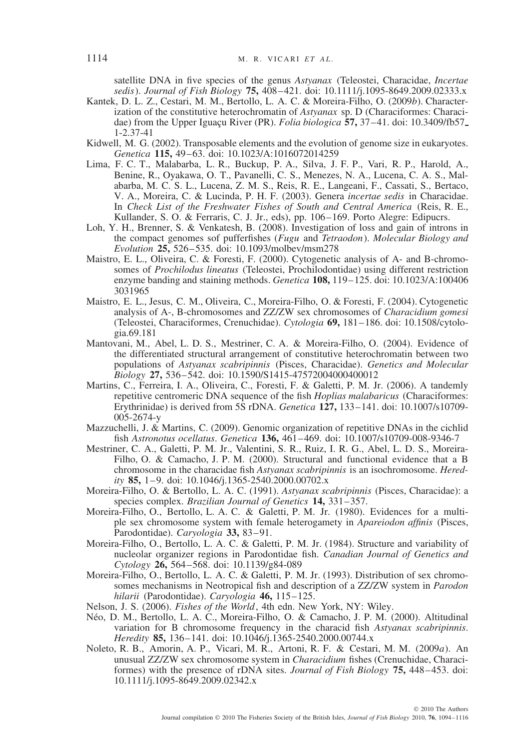satellite DNA in five species of the genus *Astyanax* (Teleostei, Characidae, *Incertae sedis*). *Journal of Fish Biology* **75,** 408–421. doi: 10.1111/j.1095-8649.2009.02333.x

Kantek, D. L. Z., Cestari, M. M., Bertollo, L. A. C. & Moreira-Filho, O. (2009*b*). Characterization of the constitutive heterochromatin of *Astyanax* sp. D (Characiformes: Characidae) from the Upper Iguaçu River (PR). *Folia biologica* **57,** 37–41. doi: 10.3409/fb57_1-2.37-41

Kidwell, M. G. (2002). Transposable elements and the evolution of genome size in eukaryotes. *Genetica* **115,** 49–63. doi: 10.1023/A:1016072014259

Lima, F. C. T., Malabarba, L. R., Buckup, P. A., Silva, J. F. P., Vari, R. P., Harold, A., Benine, R., Oyakawa, O. T., Pavanelli, C. S., Menezes, N. A., Lucena, C. A. S., Malabarba, M. C. S. L., Lucena, Z. M. S., Reis, R. E., Langeani, F., Cassati, S., Bertaco, V. A., Moreira, C. & Lucinda, P. H. F. (2003). Genera *incertae sedis* in Characidae. In *Check List of the Freshwater Fishes of South and Central America* (Reis, R. E., Kullander, S. O. & Ferraris, C. J. Jr., eds), pp. 106–169. Porto Alegre: Edipucrs.

Loh, Y. H., Brenner, S. & Venkatesh, B. (2008). Investigation of loss and gain of introns in the compact genomes sof pufferfishes (*Fugu* and *Tetraodon*). *Molecular Biology and Evolution* **25,** 526–535. doi: 10.1093/molbev/msm278

Maistro, E. L., Oliveira, C. & Foresti, F. (2000). Cytogenetic analysis of A- and B-chromosomes of *Prochilodus lineatus* (Teleostei, Prochilodontidae) using different restriction enzyme banding and staining methods. *Genetica* **108,** 119–125. doi: 10.1023/A:1004063031965

Maistro, E. L., Jesus, C. M., Oliveira, C., Moreira-Filho, O. & Foresti, F. (2004). Cytogenetic analysis of A-, B-chromosomes and ZZ/ZW sex chromosomes of *Characidium gomesi* (Teleostei, Characiformes, Crenuchidae). *Cytologia* **69,** 181–186. doi: 10.1508/cytologia.69.181

Mantovani, M., Abel, L. D. S., Mestriner, C. A. & Moreira-Filho, O. (2004). Evidence of the differentiated structural arrangement of constitutive heterochromatin between two populations of *Astyanax scabripinnis* (Pisces, Characidae). *Genetics and Molecular Biology* **27,** 536–542. doi: 10.1590/S1415-47572004000400012

Martins, C., Ferreira, I. A., Oliveira, C., Foresti, F. & Galetti, P. M. Jr. (2006). A tandemly repetitive centromeric DNA sequence of the fish *Hoplias malabaricus* (Characiformes: Erythrinidae) is derived from 5S rDNA. *Genetica* **127,** 133–141. doi: 10.1007/s10709-005-2674-y

Mazzuchelli, J. & Martins, C. (2009). Genomic organization of repetitive DNAs in the cichlid fish *Astronotus ocellatus*. *Genetica* **136,** 461–469. doi: 10.1007/s10709-008-9346-7

Mestriner, C. A., Galetti, P. M. Jr., Valentini, S. R., Ruiz, I. R. G., Abel, L. D. S., Moreira-Filho, O. & Camacho, J. P. M. (2000). Structural and functional evidence that a B chromosome in the characidae fish *Astyanax scabripinnis* is an isochromosome. *Heredity* **85,** 1–9. doi: 10.1046/j.1365-2540.2000.00702.x

Moreira-Filho, O. & Bertollo, L. A. C. (1991). *Astyanax scabripinnis* (Pisces, Characidae): a species complex. *Brazilian Journal of Genetics* **14,** 331–357.

Moreira-Filho, O., Bertollo, L. A. C. & Galetti, P. M. Jr. (1980). Evidences for a multiple sex chromosome system with female heterogamety in *Apareiodon affinis* (Pisces, Parodontidae). *Caryologia* **33,** 83–91.

Moreira-Filho, O., Bertollo, L. A. C. & Galetti, P. M. Jr. (1984). Structure and variability of nucleolar organizer regions in Parodontidae fish. *Canadian Journal of Genetics and Cytology* **26,** 564–568. doi: 10.1139/g84-089

Moreira-Filho, O., Bertollo, L. A. C. & Galetti, P. M. Jr. (1993). Distribution of sex chromosomes mechanisms in Neotropical fish and description of a ZZ/ZW system in *Parodon hilarii* (Parodontidae). *Caryologia* **46,** 115–125.

Nelson, J. S. (2006). *Fishes of the World*, 4th edn. New York, NY: Wiley.

Néo, D. M., Bertollo, L. A. C., Moreira-Filho, O. & Camacho, J. P. M. (2000). Altitudinal variation for B chromosome frequency in the characid fish *Astyanax scabripinnis*. *Heredity* **85,** 136–141. doi: 10.1046/j.1365-2540.2000.00744.x

Noleto, R. B., Amorin, A. P., Vicari, M. R., Artoni, R. F. & Cestari, M. M. (2009*a*). An unusual ZZ/ZW sex chromosome system in *Characidium* fishes (Crenuchidae, Characiformes) with the presence of rDNA sites. *Journal of Fish Biology* **75,** 448–453. doi: 10.1111/j.1095-8649.2009.02342.x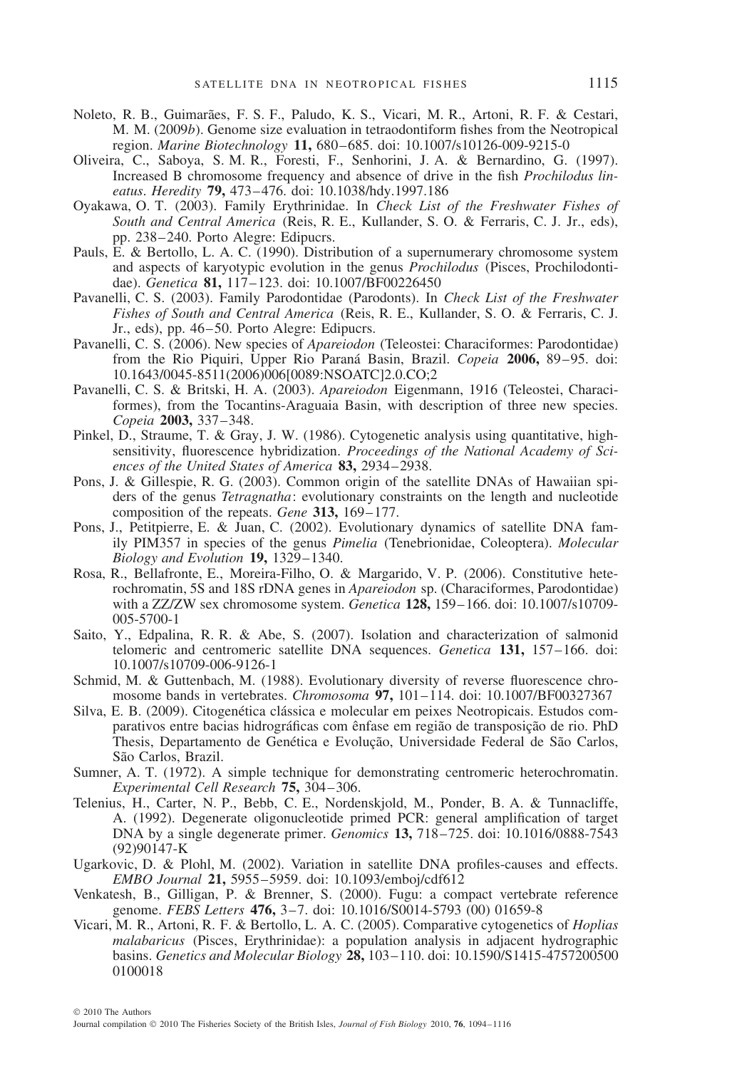Noleto, R. B., Guimarães, F. S. F., Paludo, K. S., Vicari, M. R., Artoni, R. F. & Cestari, M. M. (2009*b*). Genome size evaluation in tetraodontiform fishes from the Neotropical region. *Marine Biotechnology* **11,** 680–685. doi: 10.1007/s10126-009-9215-0

Oliveira, C., Saboya, S. M. R., Foresti, F., Senhorini, J. A. & Bernardino, G. (1997). Increased B chromosome frequency and absence of drive in the fish *Prochilodus lineatus*. *Heredity* **79,** 473–476. doi: 10.1038/hdy.1997.186

Oyakawa, O. T. (2003). Family Erythrinidae. In *Check List of the Freshwater Fishes of South and Central America* (Reis, R. E., Kullander, S. O. & Ferraris, C. J. Jr., eds), pp. 238–240. Porto Alegre: Edipucrs.

Pauls, E. & Bertollo, L. A. C. (1990). Distribution of a supernumerary chromosome system and aspects of karyotypic evolution in the genus *Prochilodus* (Pisces, Prochilodontidae). *Genetica* **81,** 117–123. doi: 10.1007/BF00226450

Pavanelli, C. S. (2003). Family Parodontidae (Parodonts). In *Check List of the Freshwater Fishes of South and Central America* (Reis, R. E., Kullander, S. O. & Ferraris, C. J. Jr., eds), pp. 46–50. Porto Alegre: Edipucrs.

Pavanelli, C. S. (2006). New species of *Apareiodon* (Teleostei: Characiformes: Parodontidae) from the Rio Piquiri, Upper Rio Paraná Basin, Brazil. *Copeia* **2006,** 89–95. doi: 10.1643/0045-8511(2006)006[0089:NSOATC]2.0.CO;2

Pavanelli, C. S. & Britski, H. A. (2003). *Apareiodon* Eigenmann, 1916 (Teleostei, Characiformes), from the Tocantins-Araguaia Basin, with description of three new species. *Copeia* **2003,** 337–348.

Pinkel, D., Straume, T. & Gray, J. W. (1986). Cytogenetic analysis using quantitative, high-sensitivity, fluorescence hybridization. *Proceedings of the National Academy of Sciences of the United States of America* **83,** 2934–2938.

Pons, J. & Gillespie, R. G. (2003). Common origin of the satellite DNAs of Hawaiian spiders of the genus *Tetragnatha*: evolutionary constraints on the length and nucleotide composition of the repeats. *Gene* **313,** 169–177.

Pons, J., Petitpierre, E. & Juan, C. (2002). Evolutionary dynamics of satellite DNA family PIM357 in species of the genus *Pimelia* (Tenebrionidae, Coleoptera). *Molecular Biology and Evolution* **19,** 1329–1340.

Rosa, R., Bellafronte, E., Moreira-Filho, O. & Margarido, V. P. (2006). Constitutive heterochromatin, 5S and 18S rDNA genes in *Apareiodon* sp. (Characiformes, Parodontidae) with a ZZ/ZW sex chromosome system. *Genetica* **128,** 159–166. doi: 10.1007/s10709-005-5700-1

Saito, Y., Edpalina, R. R. & Abe, S. (2007). Isolation and characterization of salmonid telomeric and centromeric satellite DNA sequences. *Genetica* **131,** 157–166. doi: 10.1007/s10709-006-9126-1

Schmid, M. & Guttenbach, M. (1988). Evolutionary diversity of reverse fluorescence chromosome bands in vertebrates. *Chromosoma* **97,** 101–114. doi: 10.1007/BF00327367

Silva, E. B. (2009). Citogenética clássica e molecular em peixes Neotropicais. Estudos comparativos entre bacias hidrográficas com ênfase em região de transposição de rio. PhD Thesis, Departamento de Genética e Evolução, Universidade Federal de São Carlos, São Carlos, Brazil.

Sumner, A. T. (1972). A simple technique for demonstrating centromeric heterochromatin. *Experimental Cell Research* **75,** 304–306.

Telenius, H., Carter, N. P., Bebb, C. E., Nordenskjold, M., Ponder, B. A. & Tunnacliffe, A. (1992). Degenerate oligonucleotide primed PCR: general amplification of target DNA by a single degenerate primer. *Genomics* **13,** 718–725. doi: 10.1016/0888-7543(92)90147-K

Ugarkovic, D. & Plohl, M. (2002). Variation in satellite DNA profiles-causes and effects. *EMBO Journal* **21,** 5955–5959. doi: 10.1093/emboj/cdf612

Venkatesh, B., Gilligan, P. & Brenner, S. (2000). Fugu: a compact vertebrate reference genome. *FEBS Letters* **476,** 3–7. doi: 10.1016/S0014-5793 (00) 01659-8

Vicari, M. R., Artoni, R. F. & Bertollo, L. A. C. (2005). Comparative cytogenetics of *Hoplias malabaricus* (Pisces, Erythrinidae): a population analysis in adjacent hydrographic basins. *Genetics and Molecular Biology* **28,** 103–110. doi: 10.1590/S1415-4757200500 0100018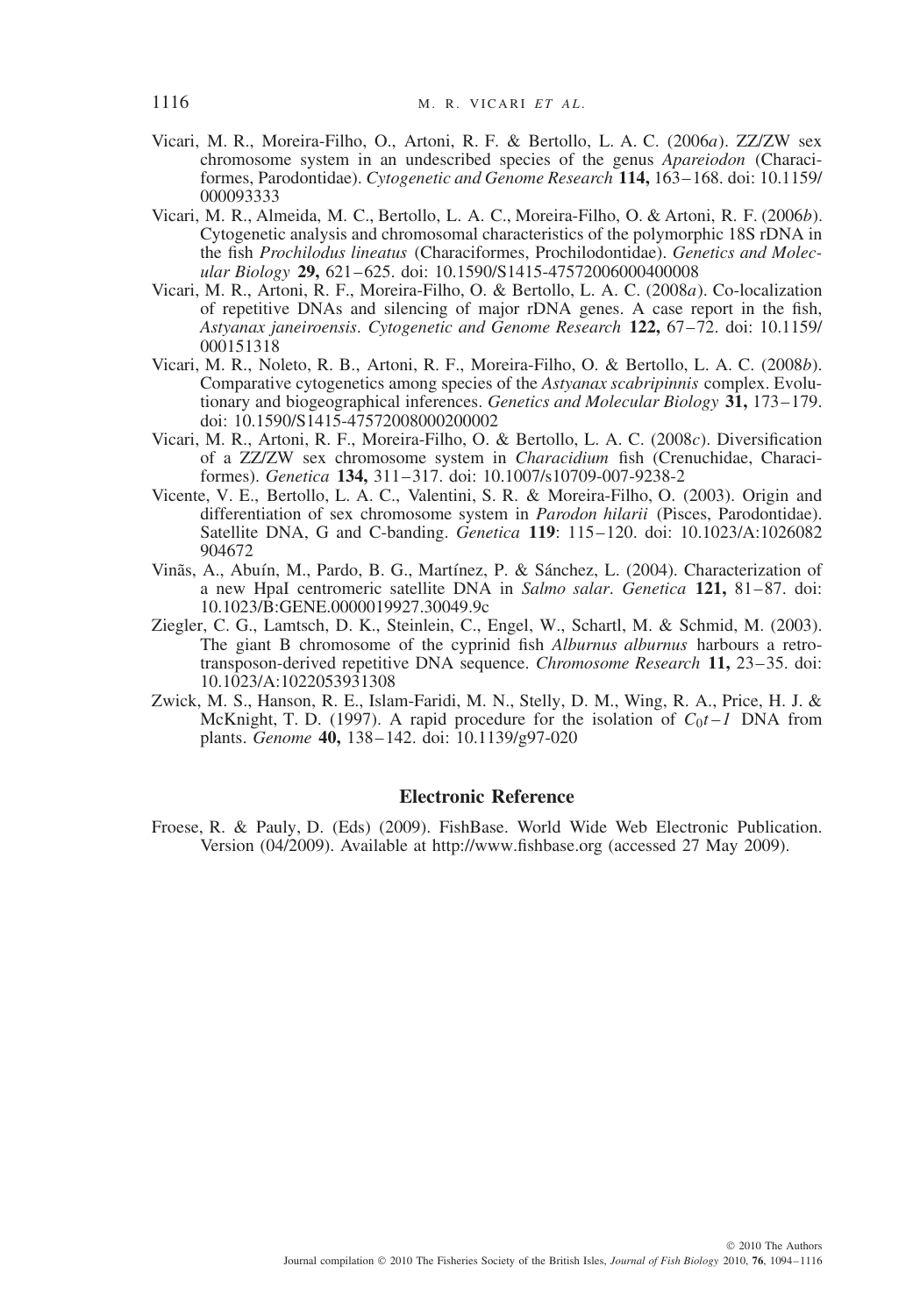Vicari, M. R., Moreira-Filho, O., Artoni, R. F. & Bertollo, L. A. C. (2006*a*). ZZ/ZW sex chromosome system in an undescribed species of the genus *Apareiodon* (Characiformes, Parodontidae). *Cytogenetic and Genome Research* **114,** 163–168. doi: 10.1159/000093333

Vicari, M. R., Almeida, M. C., Bertollo, L. A. C., Moreira-Filho, O. & Artoni, R. F. (2006*b*). Cytogenetic analysis and chromosomal characteristics of the polymorphic 18S rDNA in the fish *Prochilodus lineatus* (Characiformes, Prochilodontidae). *Genetics and Molecular Biology* **29,** 621–625. doi: 10.1590/S1415-47572006000400008

Vicari, M. R., Artoni, R. F., Moreira-Filho, O. & Bertollo, L. A. C. (2008*a*). Co-localization of repetitive DNAs and silencing of major rDNA genes. A case report in the fish, *Astyanax janeiroensis*. *Cytogenetic and Genome Research* **122,** 67–72. doi: 10.1159/000151318

Vicari, M. R., Noleto, R. B., Artoni, R. F., Moreira-Filho, O. & Bertollo, L. A. C. (2008*b*). Comparative cytogenetics among species of the *Astyanax scabripinnis* complex. Evolutionary and biogeographical inferences. *Genetics and Molecular Biology* **31,** 173–179. doi: 10.1590/S1415-47572008000200002

Vicari, M. R., Artoni, R. F., Moreira-Filho, O. & Bertollo, L. A. C. (2008*c*). Diversification of a ZZ/ZW sex chromosome system in *Characidium* fish (Crenuchidae, Characiformes). *Genetica* **134,** 311–317. doi: 10.1007/s10709-007-9238-2

Vicente, V. E., Bertollo, L. A. C., Valentini, S. R. & Moreira-Filho, O. (2003). Origin and differentiation of sex chromosome system in *Parodon hilarii* (Pisces, Parodontidae). Satellite DNA, G and C-banding. *Genetica* **119**: 115–120. doi: 10.1023/A:1026082904672

Vinãs, A., Abuín, M., Pardo, B. G., Martínez, P. & Sánchez, L. (2004). Characterization of a new HpaI centromeric satellite DNA in *Salmo salar*. *Genetica* **121,** 81–87. doi: 10.1023/B:GENE.0000019927.30049.9c

Ziegler, C. G., Lamtsch, D. K., Steinlein, C., Engel, W., Schartl, M. & Schmid, M. (2003). The giant B chromosome of the cyprinid fish *Alburnus alburnus* harbours a retrotransposon-derived repetitive DNA sequence. *Chromosome Research* **11,** 23–35. doi: 10.1023/A:1022053931308

Zwick, M. S., Hanson, R. E., Islam-Faridi, M. N., Stelly, D. M., Wing, R. A., Price, H. J. & McKnight, T. D. (1997). A rapid procedure for the isolation of $C_0t$–*1* DNA from plants. *Genome* **40,** 138–142. doi: 10.1139/g97-020

## Electronic Reference

Froese, R. & Pauly, D. (Eds) (2009). FishBase. World Wide Web Electronic Publication. Version (04/2009). Available at http://www.fishbase.org (accessed 27 May 2009).